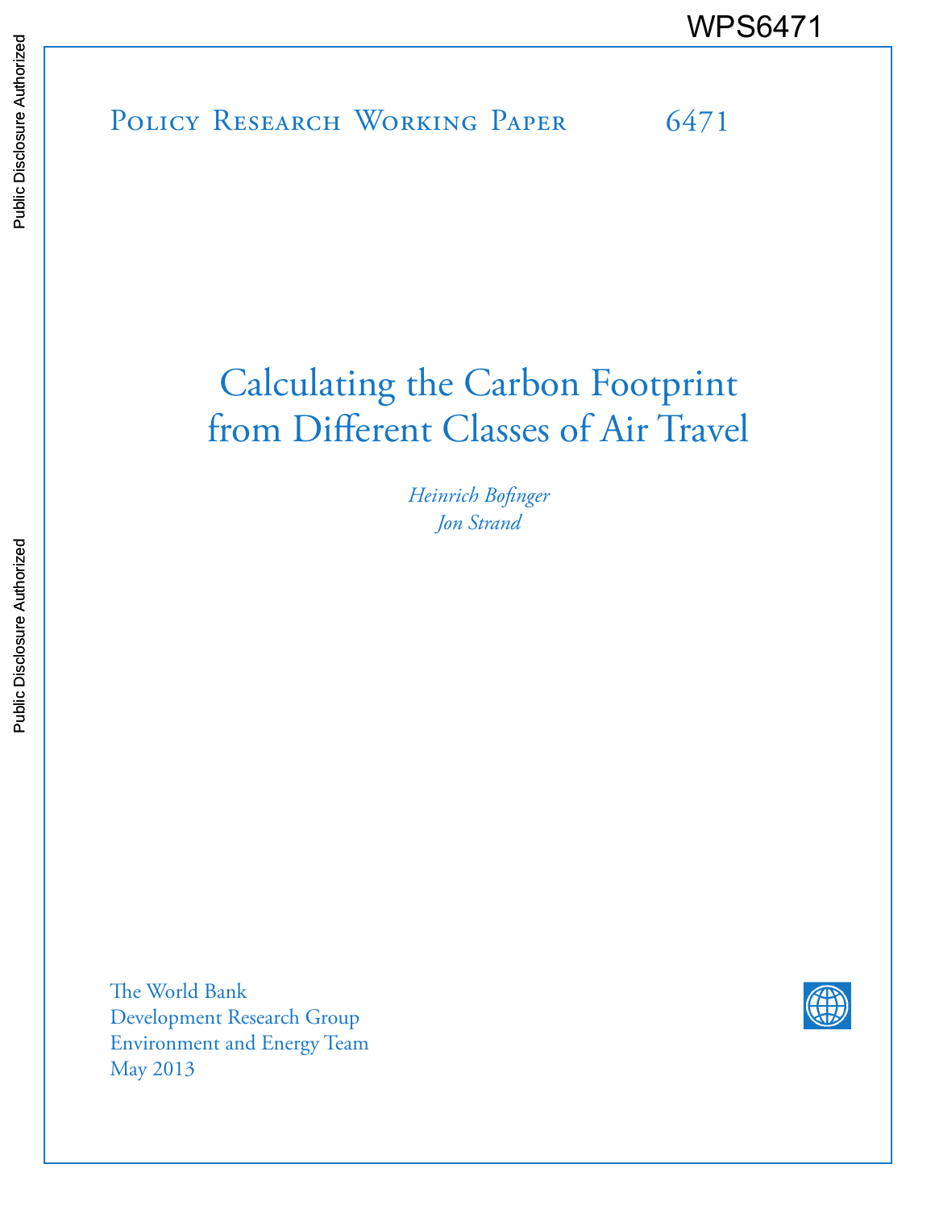WPS6471

Policy Research Working Paper 6471

# Calculating the Carbon Footprint from Different Classes of Air Travel

*Heinrich Bofinger*
*Jon Strand*

The World Bank
Development Research Group
Environment and Energy Team
May 2013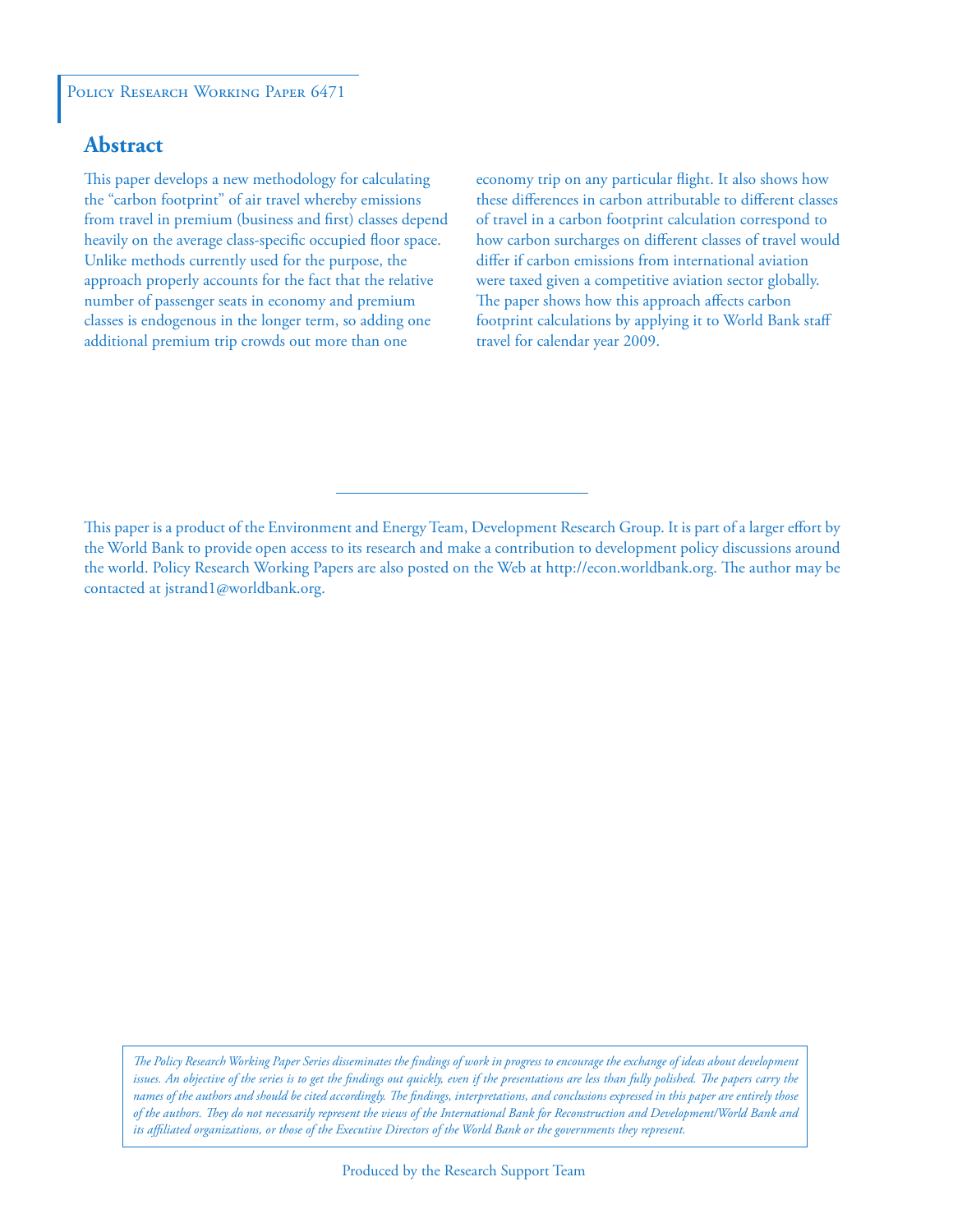Policy Research Working Paper 6471

## Abstract

This paper develops a new methodology for calculating the "carbon footprint" of air travel whereby emissions from travel in premium (business and first) classes depend heavily on the average class-specific occupied floor space. Unlike methods currently used for the purpose, the approach properly accounts for the fact that the relative number of passenger seats in economy and premium classes is endogenous in the longer term, so adding one additional premium trip crowds out more than one economy trip on any particular flight. It also shows how these differences in carbon attributable to different classes of travel in a carbon footprint calculation correspond to how carbon surcharges on different classes of travel would differ if carbon emissions from international aviation were taxed given a competitive aviation sector globally. The paper shows how this approach affects carbon footprint calculations by applying it to World Bank staff travel for calendar year 2009.

This paper is a product of the Environment and Energy Team, Development Research Group. It is part of a larger effort by the World Bank to provide open access to its research and make a contribution to development policy discussions around the world. Policy Research Working Papers are also posted on the Web at http://econ.worldbank.org. The author may be contacted at jstrand1@worldbank.org.

*The Policy Research Working Paper Series disseminates the findings of work in progress to encourage the exchange of ideas about development issues. An objective of the series is to get the findings out quickly, even if the presentations are less than fully polished. The papers carry the names of the authors and should be cited accordingly. The findings, interpretations, and conclusions expressed in this paper are entirely those of the authors. They do not necessarily represent the views of the International Bank for Reconstruction and Development/World Bank and its affiliated organizations, or those of the Executive Directors of the World Bank or the governments they represent.*

Produced by the Research Support Team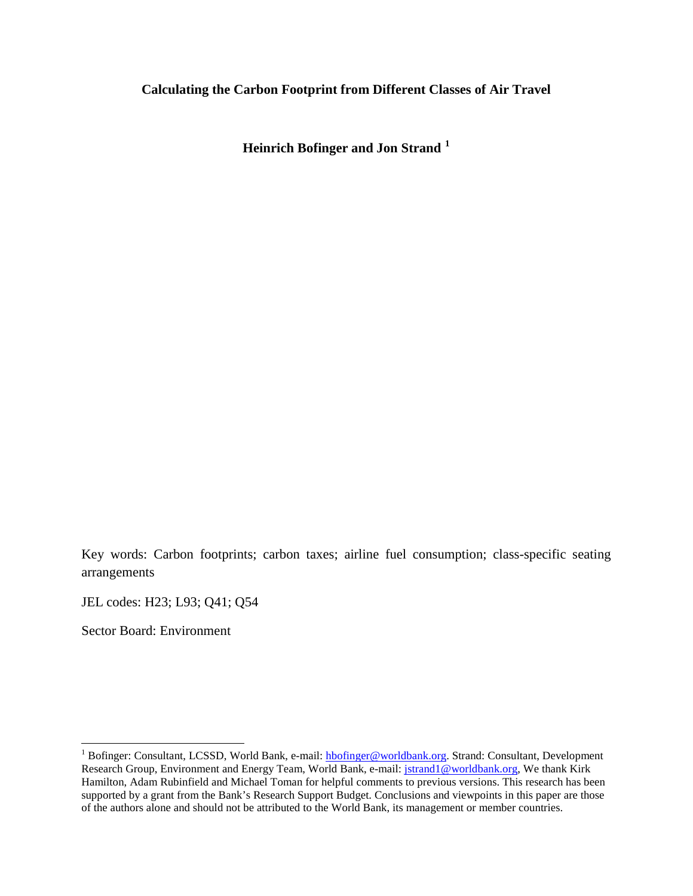**Calculating the Carbon Footprint from Different Classes of Air Travel**

**Heinrich Bofinger and Jon Strand** [1]

Key words: Carbon footprints; carbon taxes; airline fuel consumption; class-specific seating arrangements

JEL codes: H23; L93; Q41; Q54

Sector Board: Environment

[1] Bofinger: Consultant, LCSSD, World Bank, e-mail: hbofinger@worldbank.org. Strand: Consultant, Development Research Group, Environment and Energy Team, World Bank, e-mail: jstrand1@worldbank.org, We thank Kirk Hamilton, Adam Rubinfield and Michael Toman for helpful comments to previous versions. This research has been supported by a grant from the Bank's Research Support Budget. Conclusions and viewpoints in this paper are those of the authors alone and should not be attributed to the World Bank, its management or member countries.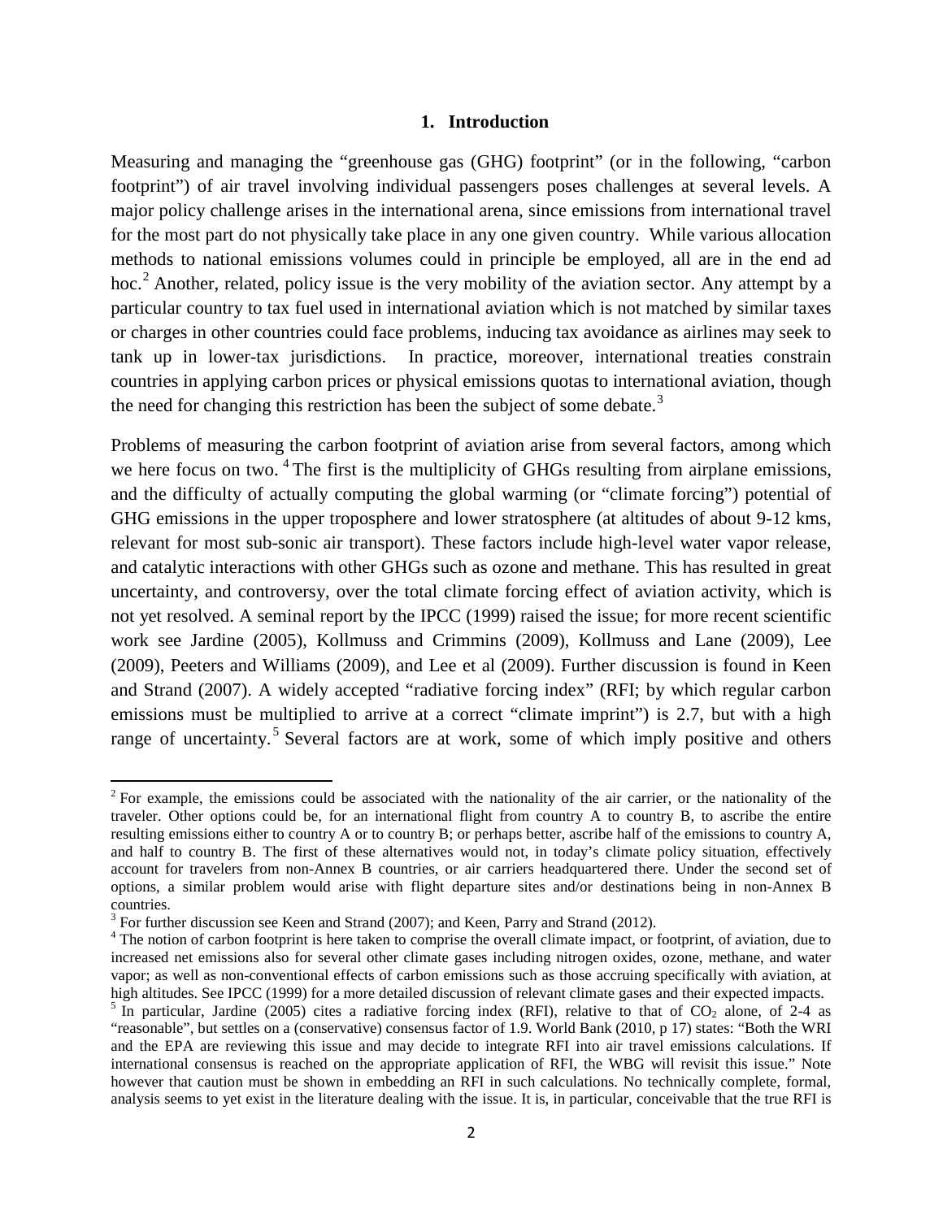## 1. Introduction

Measuring and managing the "greenhouse gas (GHG) footprint" (or in the following, "carbon footprint") of air travel involving individual passengers poses challenges at several levels. A major policy challenge arises in the international arena, since emissions from international travel for the most part do not physically take place in any one given country. While various allocation methods to national emissions volumes could in principle be employed, all are in the end ad hoc.[2] Another, related, policy issue is the very mobility of the aviation sector. Any attempt by a particular country to tax fuel used in international aviation which is not matched by similar taxes or charges in other countries could face problems, inducing tax avoidance as airlines may seek to tank up in lower-tax jurisdictions. In practice, moreover, international treaties constrain countries in applying carbon prices or physical emissions quotas to international aviation, though the need for changing this restriction has been the subject of some debate.[3]

Problems of measuring the carbon footprint of aviation arise from several factors, among which we here focus on two.[4] The first is the multiplicity of GHGs resulting from airplane emissions, and the difficulty of actually computing the global warming (or "climate forcing") potential of GHG emissions in the upper troposphere and lower stratosphere (at altitudes of about 9-12 kms, relevant for most sub-sonic air transport). These factors include high-level water vapor release, and catalytic interactions with other GHGs such as ozone and methane. This has resulted in great uncertainty, and controversy, over the total climate forcing effect of aviation activity, which is not yet resolved. A seminal report by the IPCC (1999) raised the issue; for more recent scientific work see Jardine (2005), Kollmuss and Crimmins (2009), Kollmuss and Lane (2009), Lee (2009), Peeters and Williams (2009), and Lee et al (2009). Further discussion is found in Keen and Strand (2007). A widely accepted "radiative forcing index" (RFI; by which regular carbon emissions must be multiplied to arrive at a correct "climate imprint") is 2.7, but with a high range of uncertainty.[5] Several factors are at work, some of which imply positive and others

---

[2] For example, the emissions could be associated with the nationality of the air carrier, or the nationality of the traveler. Other options could be, for an international flight from country A to country B, to ascribe the entire resulting emissions either to country A or to country B; or perhaps better, ascribe half of the emissions to country A, and half to country B. The first of these alternatives would not, in today's climate policy situation, effectively account for travelers from non-Annex B countries, or air carriers headquartered there. Under the second set of options, a similar problem would arise with flight departure sites and/or destinations being in non-Annex B countries.

[3] For further discussion see Keen and Strand (2007); and Keen, Parry and Strand (2012).

[4] The notion of carbon footprint is here taken to comprise the overall climate impact, or footprint, of aviation, due to increased net emissions also for several other climate gases including nitrogen oxides, ozone, methane, and water vapor; as well as non-conventional effects of carbon emissions such as those accruing specifically with aviation, at high altitudes. See IPCC (1999) for a more detailed discussion of relevant climate gases and their expected impacts.

[5] In particular, Jardine (2005) cites a radiative forcing index (RFI), relative to that of $CO_2$ alone, of 2-4 as "reasonable", but settles on a (conservative) consensus factor of 1.9. World Bank (2010, p 17) states: "Both the WRI and the EPA are reviewing this issue and may decide to integrate RFI into air travel emissions calculations. If international consensus is reached on the appropriate application of RFI, the WBG will revisit this issue." Note however that caution must be shown in embedding an RFI in such calculations. No technically complete, formal, analysis seems to yet exist in the literature dealing with the issue. It is, in particular, conceivable that the true RFI is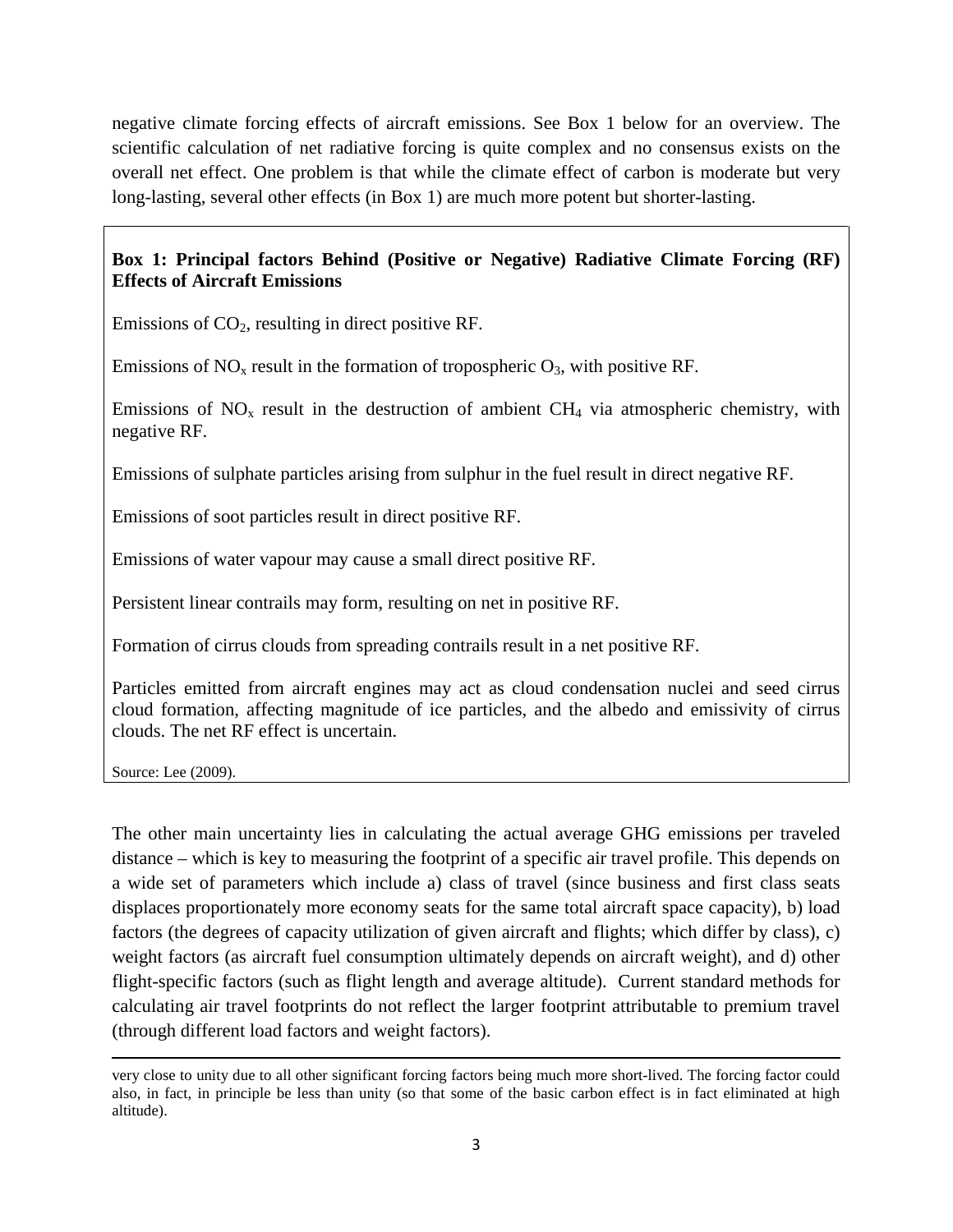negative climate forcing effects of aircraft emissions. See Box 1 below for an overview. The scientific calculation of net radiative forcing is quite complex and no consensus exists on the overall net effect. One problem is that while the climate effect of carbon is moderate but very long-lasting, several other effects (in Box 1) are much more potent but shorter-lasting.

**Box 1: Principal factors Behind (Positive or Negative) Radiative Climate Forcing (RF) Effects of Aircraft Emissions**

Emissions of $CO_2$, resulting in direct positive RF.

Emissions of $NO_x$ result in the formation of tropospheric $O_3$, with positive RF.

Emissions of $NO_x$ result in the destruction of ambient $CH_4$ via atmospheric chemistry, with negative RF.

Emissions of sulphate particles arising from sulphur in the fuel result in direct negative RF.

Emissions of soot particles result in direct positive RF.

Emissions of water vapour may cause a small direct positive RF.

Persistent linear contrails may form, resulting on net in positive RF.

Formation of cirrus clouds from spreading contrails result in a net positive RF.

Particles emitted from aircraft engines may act as cloud condensation nuclei and seed cirrus cloud formation, affecting magnitude of ice particles, and the albedo and emissivity of cirrus clouds. The net RF effect is uncertain.

Source: Lee (2009).

The other main uncertainty lies in calculating the actual average GHG emissions per traveled distance – which is key to measuring the footprint of a specific air travel profile. This depends on a wide set of parameters which include a) class of travel (since business and first class seats displaces proportionately more economy seats for the same total aircraft space capacity), b) load factors (the degrees of capacity utilization of given aircraft and flights; which differ by class), c) weight factors (as aircraft fuel consumption ultimately depends on aircraft weight), and d) other flight-specific factors (such as flight length and average altitude). Current standard methods for calculating air travel footprints do not reflect the larger footprint attributable to premium travel (through different load factors and weight factors).

---

very close to unity due to all other significant forcing factors being much more short-lived. The forcing factor could also, in fact, in principle be less than unity (so that some of the basic carbon effect is in fact eliminated at high altitude).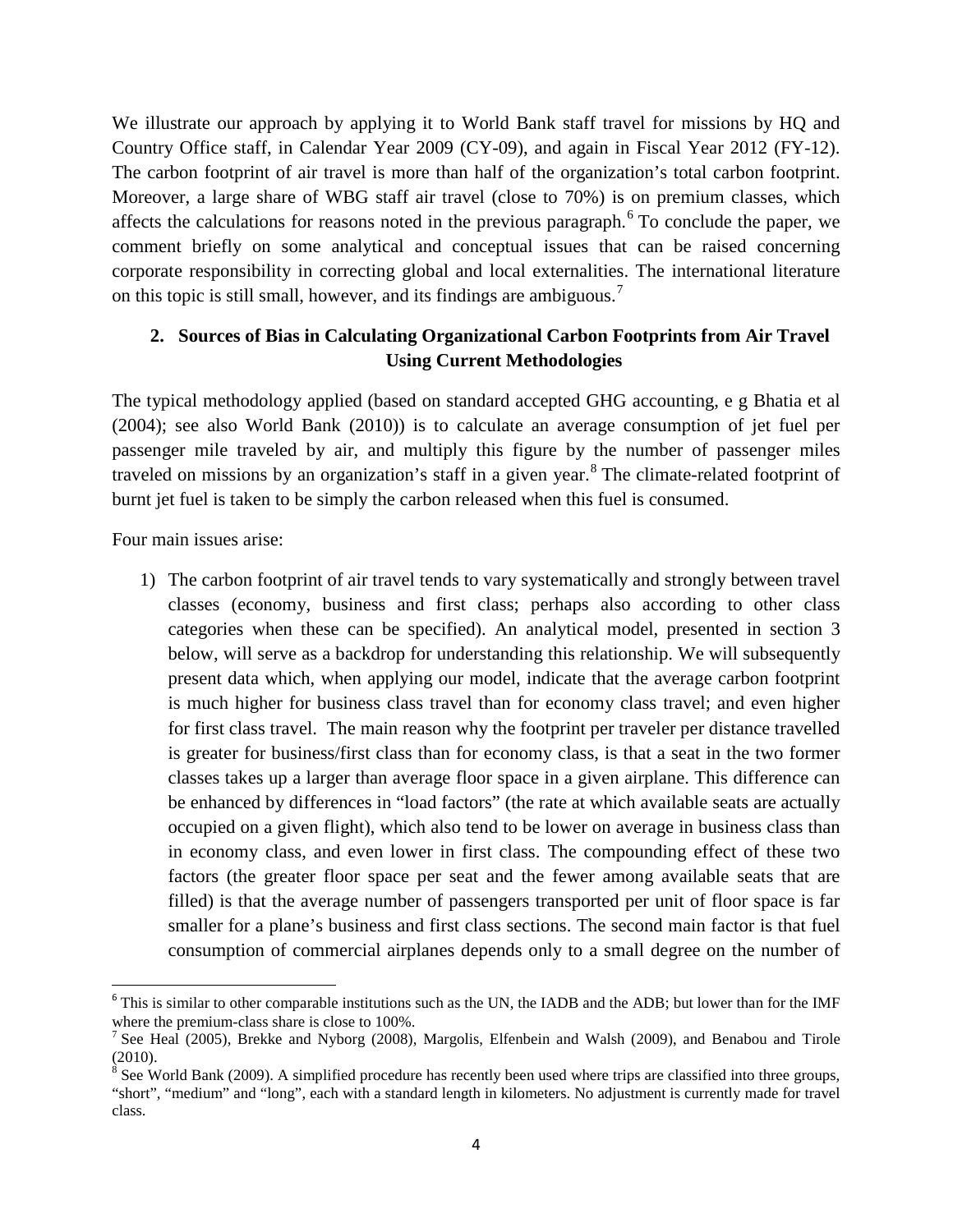We illustrate our approach by applying it to World Bank staff travel for missions by HQ and Country Office staff, in Calendar Year 2009 (CY-09), and again in Fiscal Year 2012 (FY-12). The carbon footprint of air travel is more than half of the organization's total carbon footprint. Moreover, a large share of WBG staff air travel (close to 70%) is on premium classes, which affects the calculations for reasons noted in the previous paragraph.[6] To conclude the paper, we comment briefly on some analytical and conceptual issues that can be raised concerning corporate responsibility in correcting global and local externalities. The international literature on this topic is still small, however, and its findings are ambiguous.[7]

## 2. Sources of Bias in Calculating Organizational Carbon Footprints from Air Travel Using Current Methodologies

The typical methodology applied (based on standard accepted GHG accounting, e g Bhatia et al (2004); see also World Bank (2010)) is to calculate an average consumption of jet fuel per passenger mile traveled by air, and multiply this figure by the number of passenger miles traveled on missions by an organization's staff in a given year.[8] The climate-related footprint of burnt jet fuel is taken to be simply the carbon released when this fuel is consumed.

Four main issues arise:

1) The carbon footprint of air travel tends to vary systematically and strongly between travel classes (economy, business and first class; perhaps also according to other class categories when these can be specified). An analytical model, presented in section 3 below, will serve as a backdrop for understanding this relationship. We will subsequently present data which, when applying our model, indicate that the average carbon footprint is much higher for business class travel than for economy class travel; and even higher for first class travel. The main reason why the footprint per traveler per distance travelled is greater for business/first class than for economy class, is that a seat in the two former classes takes up a larger than average floor space in a given airplane. This difference can be enhanced by differences in "load factors" (the rate at which available seats are actually occupied on a given flight), which also tend to be lower on average in business class than in economy class, and even lower in first class. The compounding effect of these two factors (the greater floor space per seat and the fewer among available seats that are filled) is that the average number of passengers transported per unit of floor space is far smaller for a plane's business and first class sections. The second main factor is that fuel consumption of commercial airplanes depends only to a small degree on the number of

---

[6] This is similar to other comparable institutions such as the UN, the IADB and the ADB; but lower than for the IMF where the premium-class share is close to 100%.

[7] See Heal (2005), Brekke and Nyborg (2008), Margolis, Elfenbein and Walsh (2009), and Benabou and Tirole (2010).

[8] See World Bank (2009). A simplified procedure has recently been used where trips are classified into three groups, "short", "medium" and "long", each with a standard length in kilometers. No adjustment is currently made for travel class.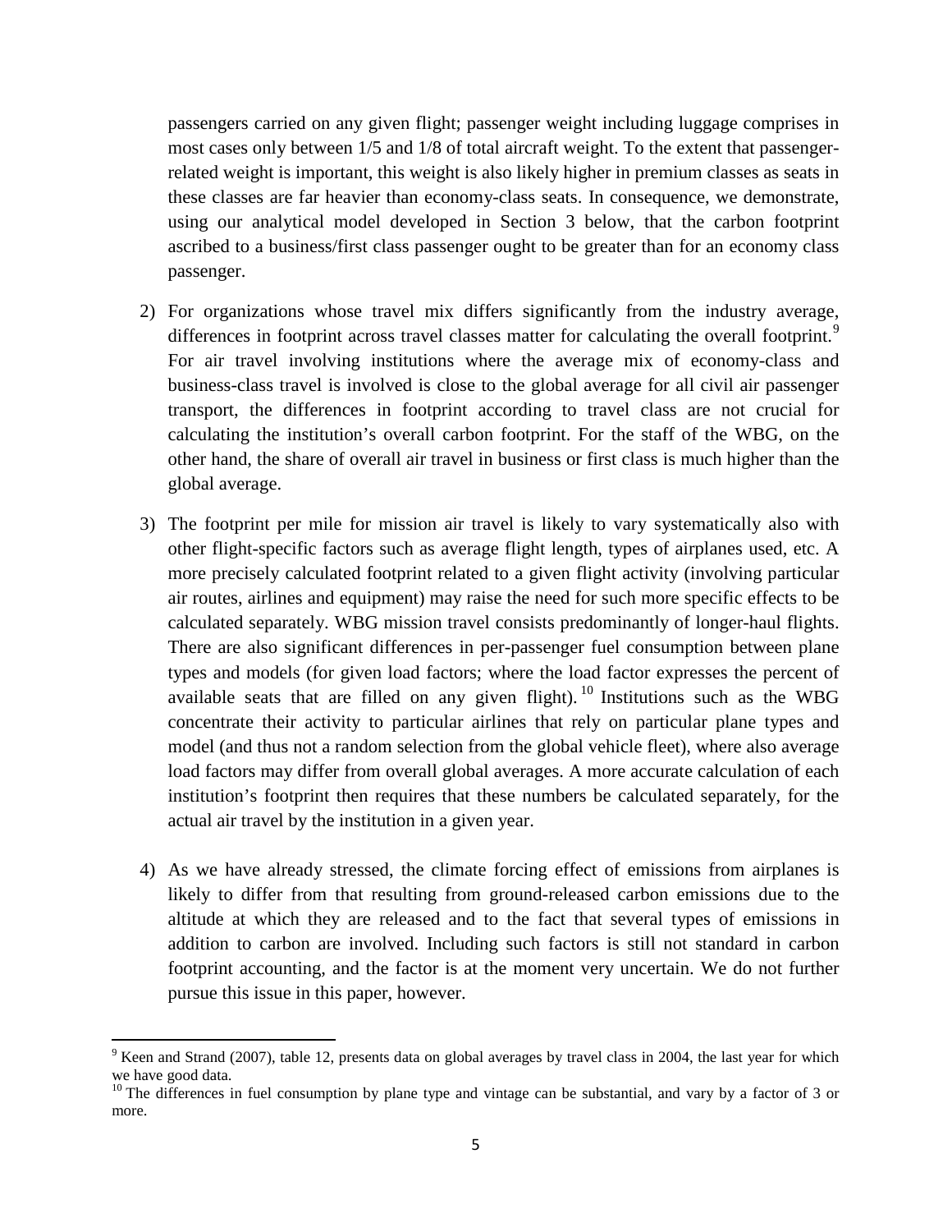passengers carried on any given flight; passenger weight including luggage comprises in most cases only between 1/5 and 1/8 of total aircraft weight. To the extent that passenger-related weight is important, this weight is also likely higher in premium classes as seats in these classes are far heavier than economy-class seats. In consequence, we demonstrate, using our analytical model developed in Section 3 below, that the carbon footprint ascribed to a business/first class passenger ought to be greater than for an economy class passenger.

2) For organizations whose travel mix differs significantly from the industry average, differences in footprint across travel classes matter for calculating the overall footprint.[9] For air travel involving institutions where the average mix of economy-class and business-class travel is involved is close to the global average for all civil air passenger transport, the differences in footprint according to travel class are not crucial for calculating the institution's overall carbon footprint. For the staff of the WBG, on the other hand, the share of overall air travel in business or first class is much higher than the global average.

3) The footprint per mile for mission air travel is likely to vary systematically also with other flight-specific factors such as average flight length, types of airplanes used, etc. A more precisely calculated footprint related to a given flight activity (involving particular air routes, airlines and equipment) may raise the need for such more specific effects to be calculated separately. WBG mission travel consists predominantly of longer-haul flights. There are also significant differences in per-passenger fuel consumption between plane types and models (for given load factors; where the load factor expresses the percent of available seats that are filled on any given flight).[10] Institutions such as the WBG concentrate their activity to particular airlines that rely on particular plane types and model (and thus not a random selection from the global vehicle fleet), where also average load factors may differ from overall global averages. A more accurate calculation of each institution's footprint then requires that these numbers be calculated separately, for the actual air travel by the institution in a given year.

4) As we have already stressed, the climate forcing effect of emissions from airplanes is likely to differ from that resulting from ground-released carbon emissions due to the altitude at which they are released and to the fact that several types of emissions in addition to carbon are involved. Including such factors is still not standard in carbon footprint accounting, and the factor is at the moment very uncertain. We do not further pursue this issue in this paper, however.

[9] Keen and Strand (2007), table 12, presents data on global averages by travel class in 2004, the last year for which we have good data.

[10] The differences in fuel consumption by plane type and vintage can be substantial, and vary by a factor of 3 or more.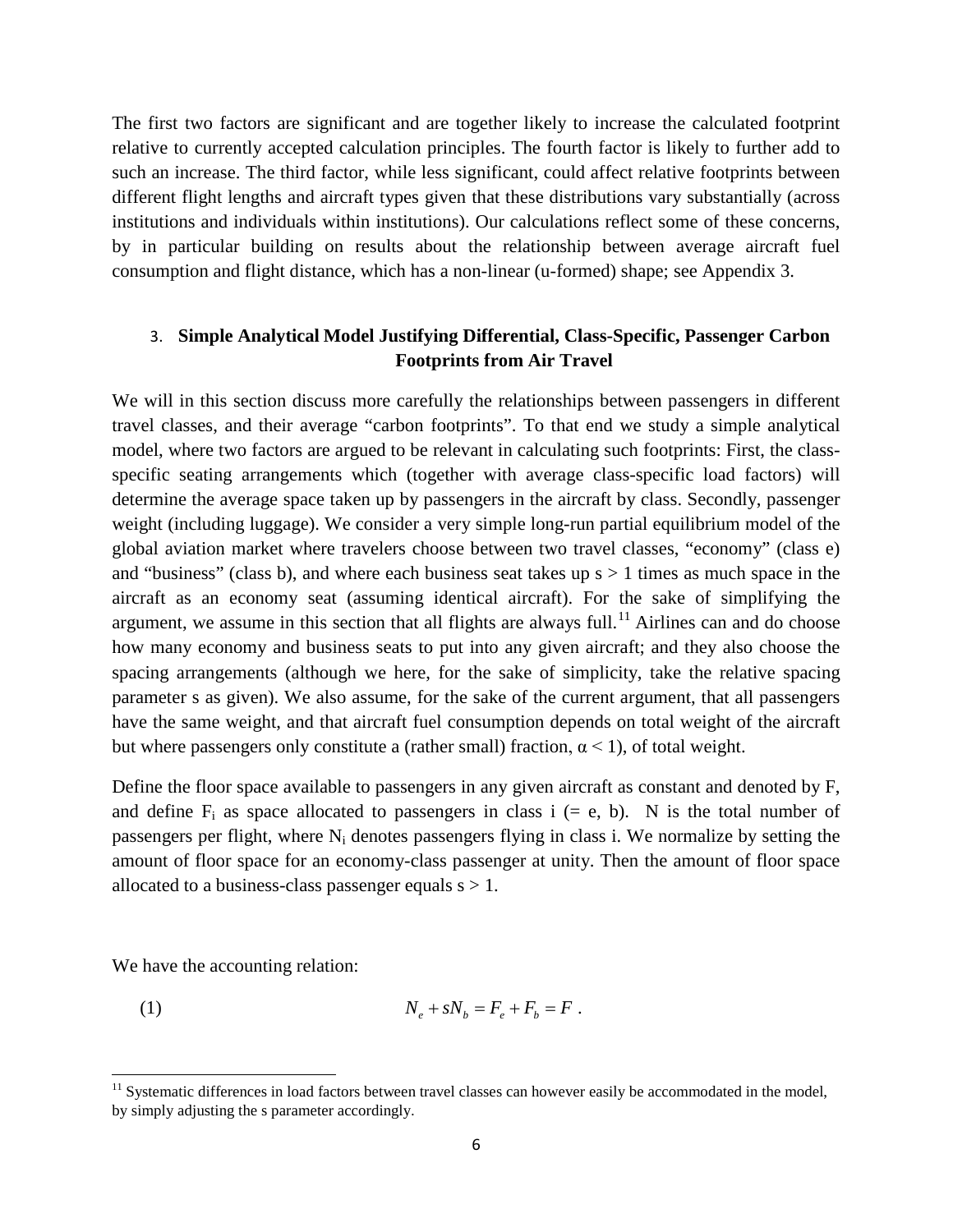The first two factors are significant and are together likely to increase the calculated footprint relative to currently accepted calculation principles. The fourth factor is likely to further add to such an increase. The third factor, while less significant, could affect relative footprints between different flight lengths and aircraft types given that these distributions vary substantially (across institutions and individuals within institutions). Our calculations reflect some of these concerns, by in particular building on results about the relationship between average aircraft fuel consumption and flight distance, which has a non-linear (u-formed) shape; see Appendix 3.

## 3. Simple Analytical Model Justifying Differential, Class-Specific, Passenger Carbon Footprints from Air Travel

We will in this section discuss more carefully the relationships between passengers in different travel classes, and their average "carbon footprints". To that end we study a simple analytical model, where two factors are argued to be relevant in calculating such footprints: First, the class-specific seating arrangements which (together with average class-specific load factors) will determine the average space taken up by passengers in the aircraft by class. Secondly, passenger weight (including luggage). We consider a very simple long-run partial equilibrium model of the global aviation market where travelers choose between two travel classes, "economy" (class e) and "business" (class b), and where each business seat takes up $s > 1$ times as much space in the aircraft as an economy seat (assuming identical aircraft). For the sake of simplifying the argument, we assume in this section that all flights are always full.[11] Airlines can and do choose how many economy and business seats to put into any given aircraft; and they also choose the spacing arrangements (although we here, for the sake of simplicity, take the relative spacing parameter s as given). We also assume, for the sake of the current argument, that all passengers have the same weight, and that aircraft fuel consumption depends on total weight of the aircraft but where passengers only constitute a (rather small) fraction, $\alpha < 1$), of total weight.

Define the floor space available to passengers in any given aircraft as constant and denoted by F, and define $F_i$ as space allocated to passengers in class i (= e, b). N is the total number of passengers per flight, where $N_i$ denotes passengers flying in class i. We normalize by setting the amount of floor space for an economy-class passenger at unity. Then the amount of floor space allocated to a business-class passenger equals $s > 1$.

We have the accounting relation:

$$N_e + sN_b = F_e + F_b = F \ . \quad (1)$$

[11] Systematic differences in load factors between travel classes can however easily be accommodated in the model, by simply adjusting the s parameter accordingly.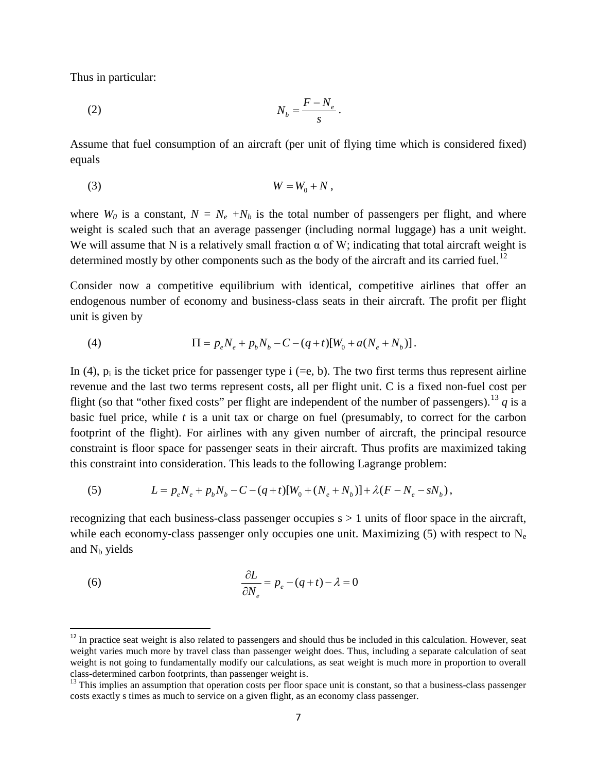Thus in particular:

$$N_b = \frac{F - N_e}{s}. \tag{2}$$

Assume that fuel consumption of an aircraft (per unit of flying time which is considered fixed) equals

$$W = W_0 + N, \tag{3}$$

where $W_0$ is a constant, $N = N_e + N_b$ is the total number of passengers per flight, and where weight is scaled such that an average passenger (including normal luggage) has a unit weight. We will assume that N is a relatively small fraction α of W; indicating that total aircraft weight is determined mostly by other components such as the body of the aircraft and its carried fuel.[12]

Consider now a competitive equilibrium with identical, competitive airlines that offer an endogenous number of economy and business-class seats in their aircraft. The profit per flight unit is given by

$$\Pi = p_e N_e + p_b N_b - C - (q+t)[W_0 + a(N_e + N_b)]. \tag{4}$$

In (4), $p_i$ is the ticket price for passenger type i (=e, b). The two first terms thus represent airline revenue and the last two terms represent costs, all per flight unit. C is a fixed non-fuel cost per flight (so that "other fixed costs" per flight are independent of the number of passengers).[13] *q* is a basic fuel price, while *t* is a unit tax or charge on fuel (presumably, to correct for the carbon footprint of the flight). For airlines with any given number of aircraft, the principal resource constraint is floor space for passenger seats in their aircraft. Thus profits are maximized taking this constraint into consideration. This leads to the following Lagrange problem:

$$L = p_e N_e + p_b N_b - C - (q+t)[W_0 + (N_e + N_b)] + \lambda(F - N_e - sN_b), \tag{5}$$

recognizing that each business-class passenger occupies s > 1 units of floor space in the aircraft, while each economy-class passenger only occupies one unit. Maximizing (5) with respect to $N_e$ and $N_b$ yields

$$\frac{\partial L}{\partial N_e} = p_e - (q+t) - \lambda = 0 \tag{6}$$

---

[12] In practice seat weight is also related to passengers and should thus be included in this calculation. However, seat weight varies much more by travel class than passenger weight does. Thus, including a separate calculation of seat weight is not going to fundamentally modify our calculations, as seat weight is much more in proportion to overall class-determined carbon footprints, than passenger weight is.

[13] This implies an assumption that operation costs per floor space unit is constant, so that a business-class passenger costs exactly s times as much to service on a given flight, as an economy class passenger.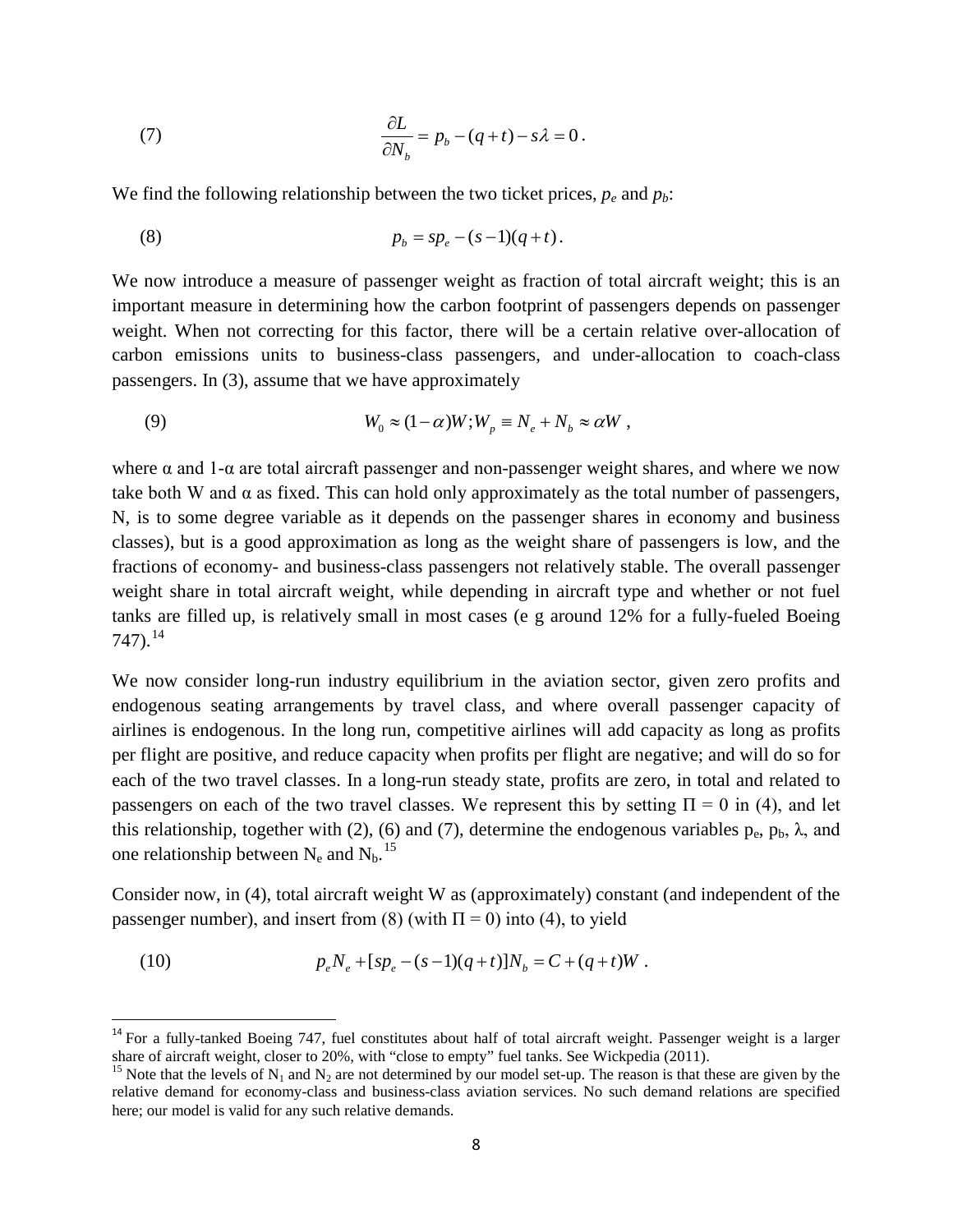$$\frac{\partial L}{\partial N_b} = p_b - (q+t) - s\lambda = 0 . \tag{7}$$

We find the following relationship between the two ticket prices, $p_e$ and $p_b$:

$$p_b = sp_e - (s-1)(q+t) . \tag{8}$$

We now introduce a measure of passenger weight as fraction of total aircraft weight; this is an important measure in determining how the carbon footprint of passengers depends on passenger weight. When not correcting for this factor, there will be a certain relative over-allocation of carbon emissions units to business-class passengers, and under-allocation to coach-class passengers. In (3), assume that we have approximately

$$W_0 \approx (1-\alpha)W ; W_p \equiv N_e + N_b \approx \alpha W , \tag{9}$$

where α and 1-α are total aircraft passenger and non-passenger weight shares, and where we now take both W and α as fixed. This can hold only approximately as the total number of passengers, N, is to some degree variable as it depends on the passenger shares in economy and business classes), but is a good approximation as long as the weight share of passengers is low, and the fractions of economy- and business-class passengers not relatively stable. The overall passenger weight share in total aircraft weight, while depending in aircraft type and whether or not fuel tanks are filled up, is relatively small in most cases (e g around 12% for a fully-fueled Boeing 747).[14]

We now consider long-run industry equilibrium in the aviation sector, given zero profits and endogenous seating arrangements by travel class, and where overall passenger capacity of airlines is endogenous. In the long run, competitive airlines will add capacity as long as profits per flight are positive, and reduce capacity when profits per flight are negative; and will do so for each of the two travel classes. In a long-run steady state, profits are zero, in total and related to passengers on each of the two travel classes. We represent this by setting Π = 0 in (4), and let this relationship, together with (2), (6) and (7), determine the endogenous variables $p_e$, $p_b$, λ, and one relationship between $N_e$ and $N_b$.[15]

Consider now, in (4), total aircraft weight W as (approximately) constant (and independent of the passenger number), and insert from (8) (with Π = 0) into (4), to yield

$$p_e N_e + [sp_e - (s-1)(q+t)]N_b = C + (q+t)W . \tag{10}$$

---

[14] For a fully-tanked Boeing 747, fuel constitutes about half of total aircraft weight. Passenger weight is a larger share of aircraft weight, closer to 20%, with "close to empty" fuel tanks. See Wickpedia (2011).

[15] Note that the levels of $N_1$ and $N_2$ are not determined by our model set-up. The reason is that these are given by the relative demand for economy-class and business-class aviation services. No such demand relations are specified here; our model is valid for any such relative demands.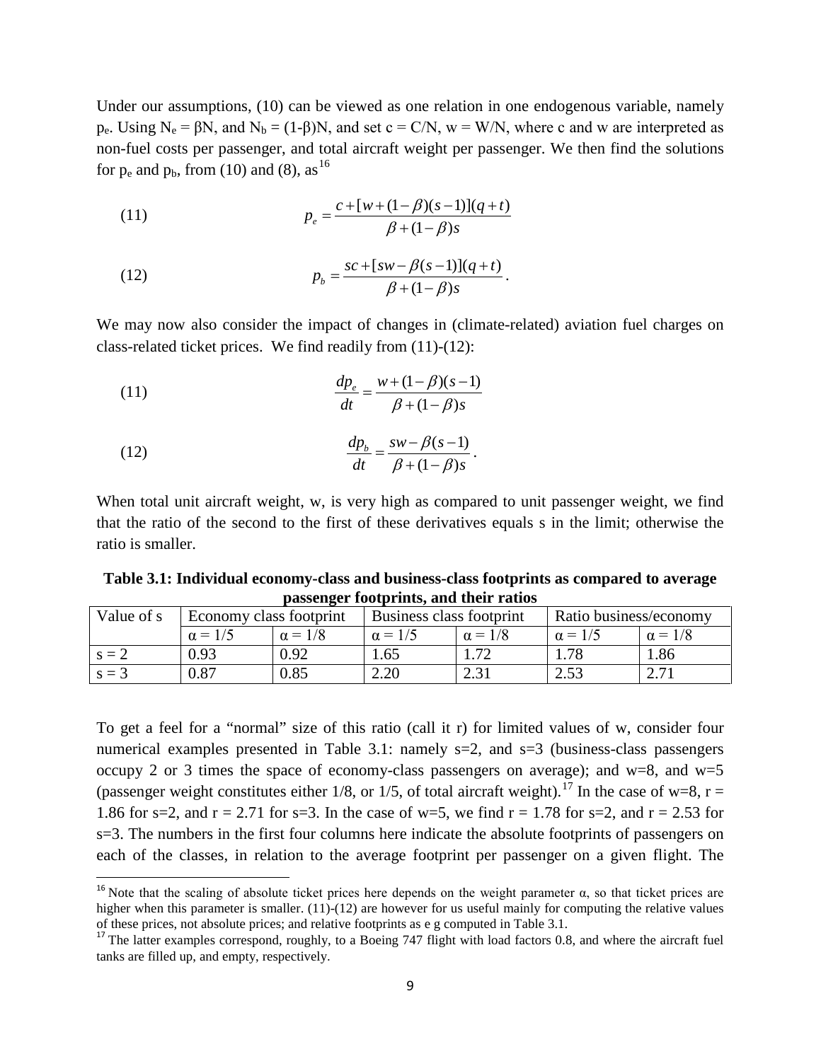Under our assumptions, (10) can be viewed as one relation in one endogenous variable, namely $p_e$. Using $N_e = \beta N$, and $N_b = (1-\beta)N$, and set $c = C/N$, $w = W/N$, where c and w are interpreted as non-fuel costs per passenger, and total aircraft weight per passenger. We then find the solutions for $p_e$ and $p_b$, from (10) and (8), as[16]

$$(11) \qquad p_e = \frac{c + [w + (1-\beta)(s-1)](q+t)}{\beta + (1-\beta)s}$$

$$(12) \qquad p_b = \frac{sc + [sw - \beta(s-1)](q+t)}{\beta + (1-\beta)s}.$$

We may now also consider the impact of changes in (climate-related) aviation fuel charges on class-related ticket prices. We find readily from (11)-(12):

$$(11) \qquad \frac{dp_e}{dt} = \frac{w + (1-\beta)(s-1)}{\beta + (1-\beta)s}$$

$$(12) \qquad \frac{dp_b}{dt} = \frac{sw - \beta(s-1)}{\beta + (1-\beta)s}.$$

When total unit aircraft weight, w, is very high as compared to unit passenger weight, we find that the ratio of the second to the first of these derivatives equals s in the limit; otherwise the ratio is smaller.

**Table 3.1: Individual economy-class and business-class footprints as compared to average passenger footprints, and their ratios**

| Value of s | Economy class footprint | | Business class footprint | | Ratio business/economy | |
|---|---|---|---|---|---|---|
| | $\alpha = 1/5$ | $\alpha = 1/8$ | $\alpha = 1/5$ | $\alpha = 1/8$ | $\alpha = 1/5$ | $\alpha = 1/8$ |
| s = 2 | 0.93 | 0.92 | 1.65 | 1.72 | 1.78 | 1.86 |
| s = 3 | 0.87 | 0.85 | 2.20 | 2.31 | 2.53 | 2.71 |

To get a feel for a "normal" size of this ratio (call it r) for limited values of w, consider four numerical examples presented in Table 3.1: namely s=2, and s=3 (business-class passengers occupy 2 or 3 times the space of economy-class passengers on average); and w=8, and w=5 (passenger weight constitutes either 1/8, or 1/5, of total aircraft weight).[17] In the case of w=8, r = 1.86 for s=2, and r = 2.71 for s=3. In the case of w=5, we find r = 1.78 for s=2, and r = 2.53 for s=3. The numbers in the first four columns here indicate the absolute footprints of passengers on each of the classes, in relation to the average footprint per passenger on a given flight. The

[16] Note that the scaling of absolute ticket prices here depends on the weight parameter α, so that ticket prices are higher when this parameter is smaller. (11)-(12) are however for us useful mainly for computing the relative values of these prices, not absolute prices; and relative footprints as e g computed in Table 3.1.

[17] The latter examples correspond, roughly, to a Boeing 747 flight with load factors 0.8, and where the aircraft fuel tanks are filled up, and empty, respectively.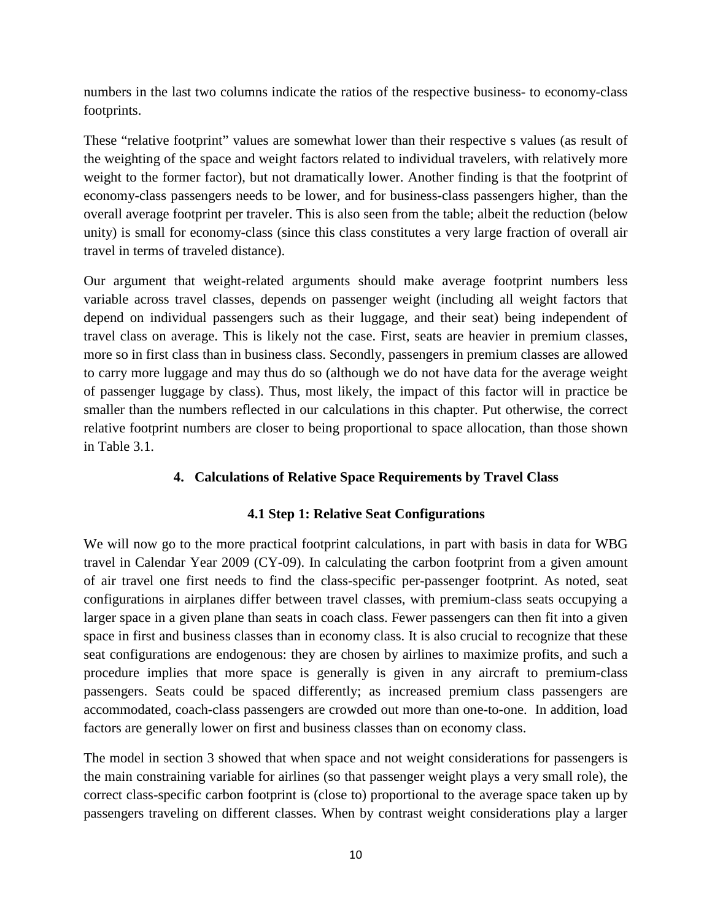numbers in the last two columns indicate the ratios of the respective business- to economy-class footprints.

These "relative footprint" values are somewhat lower than their respective s values (as result of the weighting of the space and weight factors related to individual travelers, with relatively more weight to the former factor), but not dramatically lower. Another finding is that the footprint of economy-class passengers needs to be lower, and for business-class passengers higher, than the overall average footprint per traveler. This is also seen from the table; albeit the reduction (below unity) is small for economy-class (since this class constitutes a very large fraction of overall air travel in terms of traveled distance).

Our argument that weight-related arguments should make average footprint numbers less variable across travel classes, depends on passenger weight (including all weight factors that depend on individual passengers such as their luggage, and their seat) being independent of travel class on average. This is likely not the case. First, seats are heavier in premium classes, more so in first class than in business class. Secondly, passengers in premium classes are allowed to carry more luggage and may thus do so (although we do not have data for the average weight of passenger luggage by class). Thus, most likely, the impact of this factor will in practice be smaller than the numbers reflected in our calculations in this chapter. Put otherwise, the correct relative footprint numbers are closer to being proportional to space allocation, than those shown in Table 3.1.

## 4. Calculations of Relative Space Requirements by Travel Class

### 4.1 Step 1: Relative Seat Configurations

We will now go to the more practical footprint calculations, in part with basis in data for WBG travel in Calendar Year 2009 (CY-09). In calculating the carbon footprint from a given amount of air travel one first needs to find the class-specific per-passenger footprint. As noted, seat configurations in airplanes differ between travel classes, with premium-class seats occupying a larger space in a given plane than seats in coach class. Fewer passengers can then fit into a given space in first and business classes than in economy class. It is also crucial to recognize that these seat configurations are endogenous: they are chosen by airlines to maximize profits, and such a procedure implies that more space is generally is given in any aircraft to premium-class passengers. Seats could be spaced differently; as increased premium class passengers are accommodated, coach-class passengers are crowded out more than one-to-one. In addition, load factors are generally lower on first and business classes than on economy class.

The model in section 3 showed that when space and not weight considerations for passengers is the main constraining variable for airlines (so that passenger weight plays a very small role), the correct class-specific carbon footprint is (close to) proportional to the average space taken up by passengers traveling on different classes. When by contrast weight considerations play a larger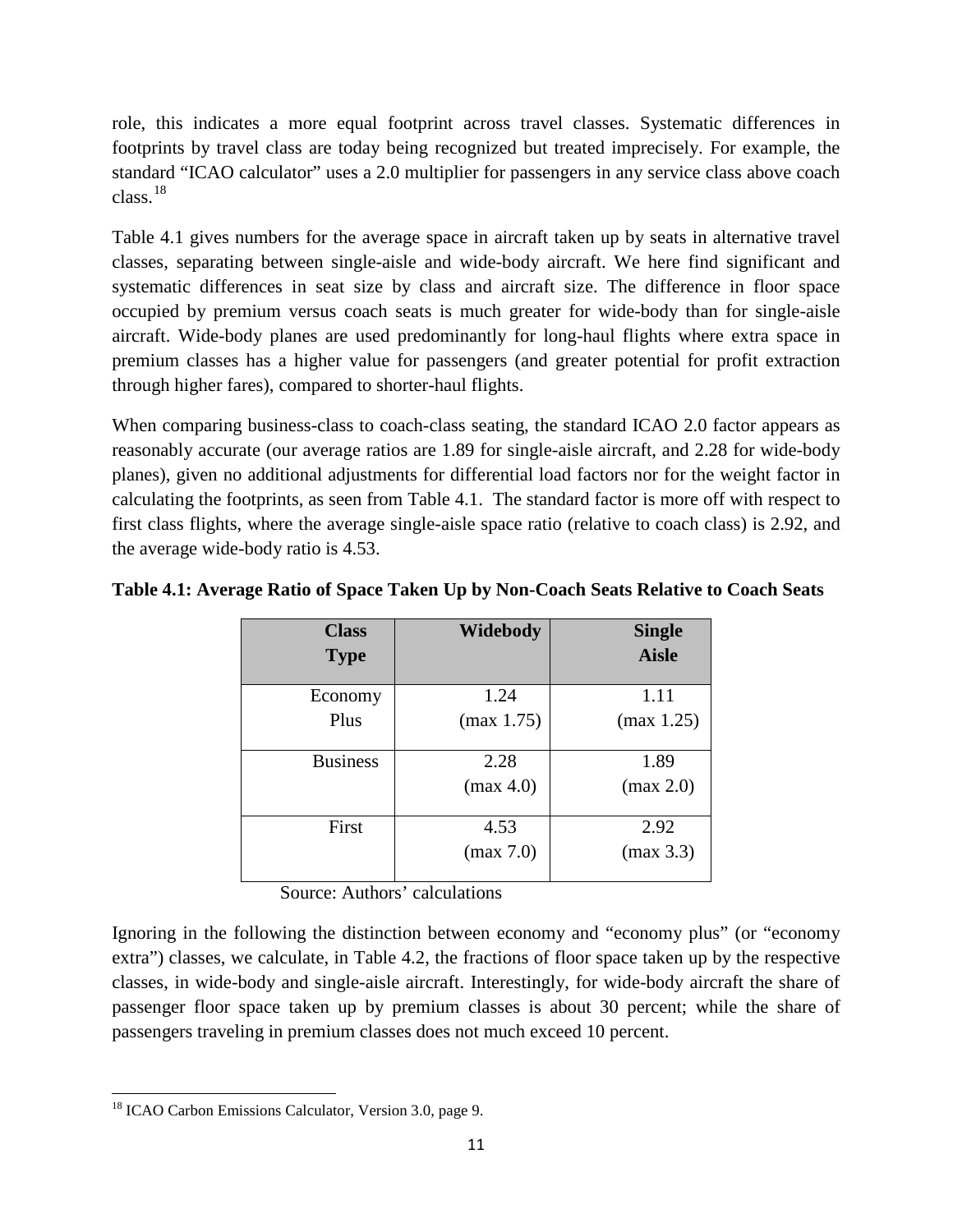role, this indicates a more equal footprint across travel classes. Systematic differences in footprints by travel class are today being recognized but treated imprecisely. For example, the standard "ICAO calculator" uses a 2.0 multiplier for passengers in any service class above coach class.[18]

Table 4.1 gives numbers for the average space in aircraft taken up by seats in alternative travel classes, separating between single-aisle and wide-body aircraft. We here find significant and systematic differences in seat size by class and aircraft size. The difference in floor space occupied by premium versus coach seats is much greater for wide-body than for single-aisle aircraft. Wide-body planes are used predominantly for long-haul flights where extra space in premium classes has a higher value for passengers (and greater potential for profit extraction through higher fares), compared to shorter-haul flights.

When comparing business-class to coach-class seating, the standard ICAO 2.0 factor appears as reasonably accurate (our average ratios are 1.89 for single-aisle aircraft, and 2.28 for wide-body planes), given no additional adjustments for differential load factors nor for the weight factor in calculating the footprints, as seen from Table 4.1. The standard factor is more off with respect to first class flights, where the average single-aisle space ratio (relative to coach class) is 2.92, and the average wide-body ratio is 4.53.

**Table 4.1: Average Ratio of Space Taken Up by Non-Coach Seats Relative to Coach Seats**

| Class Type | Widebody | Single Aisle |
|---|---|---|
| Economy Plus | 1.24 (max 1.75) | 1.11 (max 1.25) |
| Business | 2.28 (max 4.0) | 1.89 (max 2.0) |
| First | 4.53 (max 7.0) | 2.92 (max 3.3) |

Source: Authors' calculations

Ignoring in the following the distinction between economy and "economy plus" (or "economy extra") classes, we calculate, in Table 4.2, the fractions of floor space taken up by the respective classes, in wide-body and single-aisle aircraft. Interestingly, for wide-body aircraft the share of passenger floor space taken up by premium classes is about 30 percent; while the share of passengers traveling in premium classes does not much exceed 10 percent.

[18] ICAO Carbon Emissions Calculator, Version 3.0, page 9.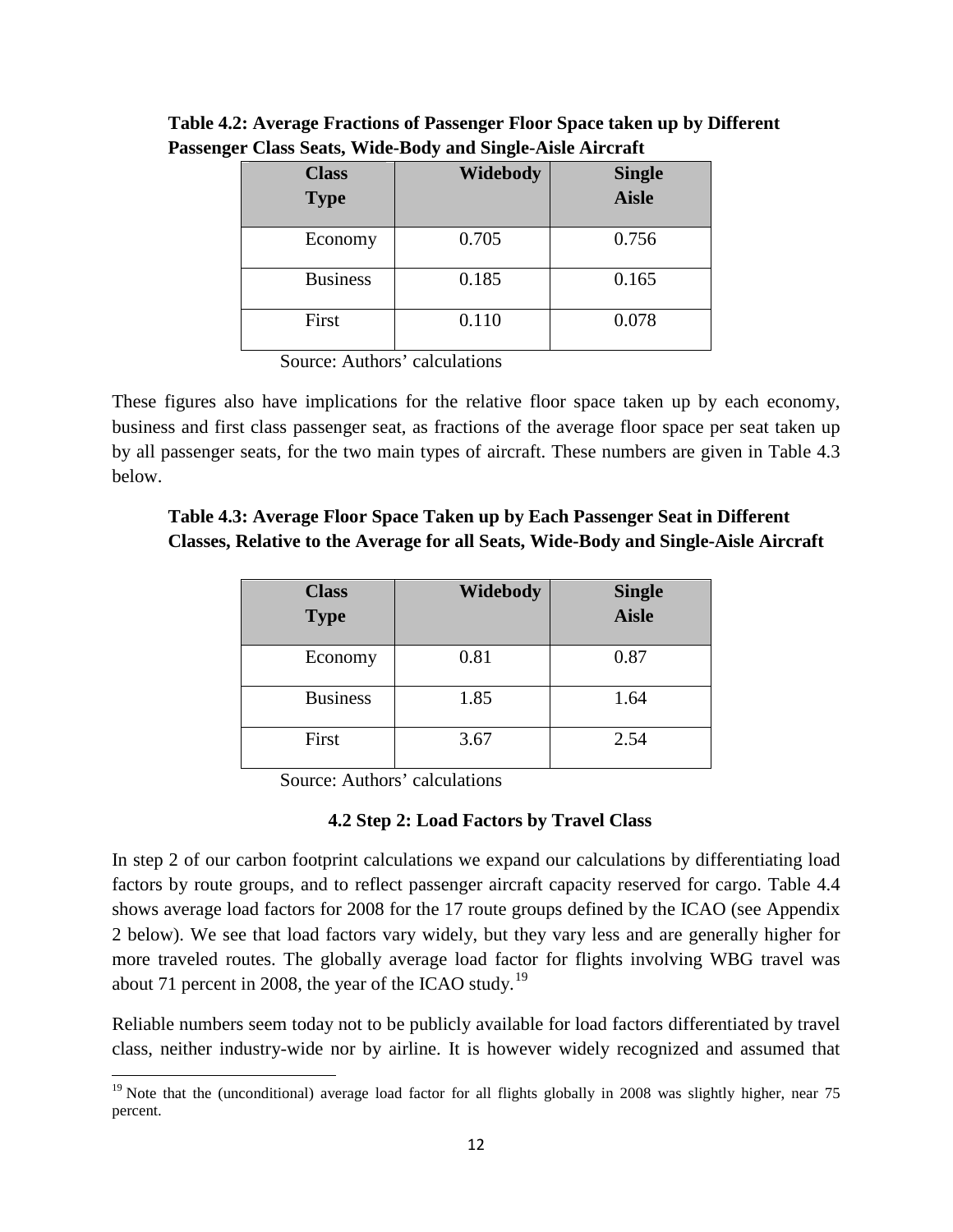**Table 4.2: Average Fractions of Passenger Floor Space taken up by Different Passenger Class Seats, Wide-Body and Single-Aisle Aircraft**

| Class Type | Widebody | Single Aisle |
|---|---|---|
| Economy | 0.705 | 0.756 |
| Business | 0.185 | 0.165 |
| First | 0.110 | 0.078 |

Source: Authors' calculations

These figures also have implications for the relative floor space taken up by each economy, business and first class passenger seat, as fractions of the average floor space per seat taken up by all passenger seats, for the two main types of aircraft. These numbers are given in Table 4.3 below.

**Table 4.3: Average Floor Space Taken up by Each Passenger Seat in Different Classes, Relative to the Average for all Seats, Wide-Body and Single-Aisle Aircraft**

| Class Type | Widebody | Single Aisle |
|---|---|---|
| Economy | 0.81 | 0.87 |
| Business | 1.85 | 1.64 |
| First | 3.67 | 2.54 |

Source: Authors' calculations

### 4.2 Step 2: Load Factors by Travel Class

In step 2 of our carbon footprint calculations we expand our calculations by differentiating load factors by route groups, and to reflect passenger aircraft capacity reserved for cargo. Table 4.4 shows average load factors for 2008 for the 17 route groups defined by the ICAO (see Appendix 2 below). We see that load factors vary widely, but they vary less and are generally higher for more traveled routes. The globally average load factor for flights involving WBG travel was about 71 percent in 2008, the year of the ICAO study.[19]

Reliable numbers seem today not to be publicly available for load factors differentiated by travel class, neither industry-wide nor by airline. It is however widely recognized and assumed that

[19] Note that the (unconditional) average load factor for all flights globally in 2008 was slightly higher, near 75 percent.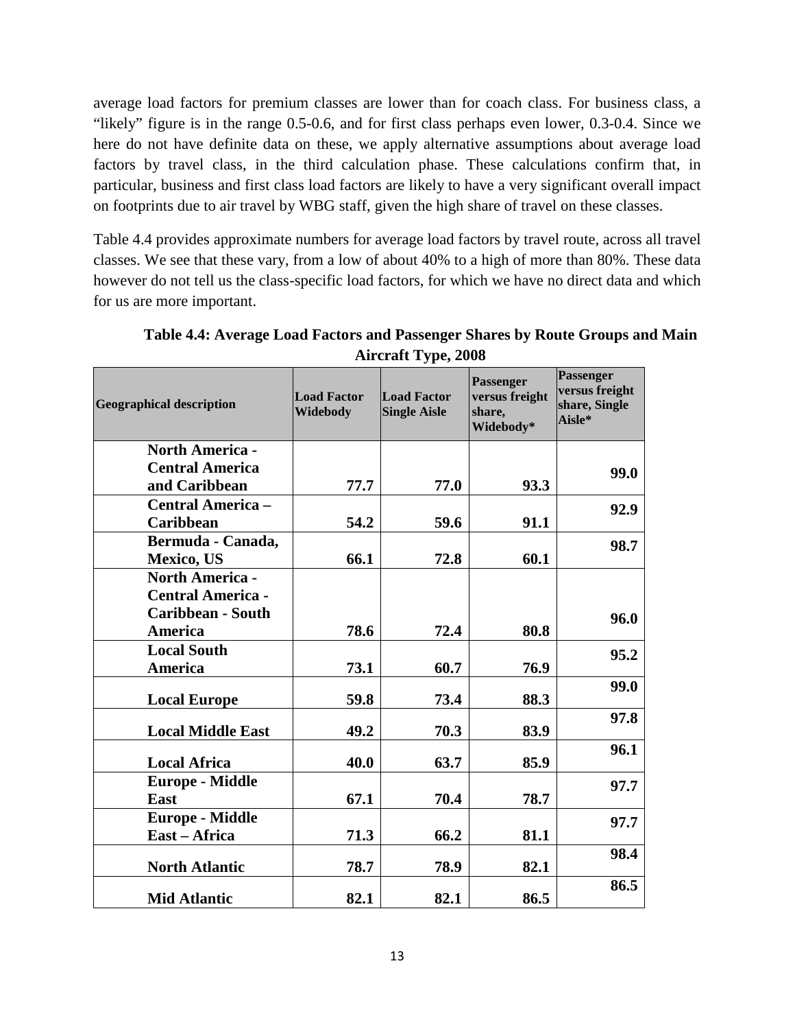average load factors for premium classes are lower than for coach class. For business class, a "likely" figure is in the range 0.5-0.6, and for first class perhaps even lower, 0.3-0.4. Since we here do not have definite data on these, we apply alternative assumptions about average load factors by travel class, in the third calculation phase. These calculations confirm that, in particular, business and first class load factors are likely to have a very significant overall impact on footprints due to air travel by WBG staff, given the high share of travel on these classes.

Table 4.4 provides approximate numbers for average load factors by travel route, across all travel classes. We see that these vary, from a low of about 40% to a high of more than 80%. These data however do not tell us the class-specific load factors, for which we have no direct data and which for us are more important.

**Table 4.4: Average Load Factors and Passenger Shares by Route Groups and Main Aircraft Type, 2008**

| Geographical description | Load Factor Widebody | Load Factor Single Aisle | Passenger versus freight share, Widebody* | Passenger versus freight share, Single Aisle* |
|---|---|---|---|---|
| **North America - Central America and Caribbean** | **77.7** | **77.0** | **93.3** | **99.0** |
| **Central America – Caribbean** | **54.2** | **59.6** | **91.1** | **92.9** |
| **Bermuda - Canada, Mexico, US** | **66.1** | **72.8** | **60.1** | **98.7** |
| **North America - Central America - Caribbean - South America** | **78.6** | **72.4** | **80.8** | **96.0** |
| **Local South America** | **73.1** | **60.7** | **76.9** | **95.2** |
| **Local Europe** | **59.8** | **73.4** | **88.3** | **99.0** |
| **Local Middle East** | **49.2** | **70.3** | **83.9** | **97.8** |
| **Local Africa** | **40.0** | **63.7** | **85.9** | **96.1** |
| **Europe - Middle East** | **67.1** | **70.4** | **78.7** | **97.7** |
| **Europe - Middle East – Africa** | **71.3** | **66.2** | **81.1** | **97.7** |
| **North Atlantic** | **78.7** | **78.9** | **82.1** | **98.4** |
| **Mid Atlantic** | **82.1** | **82.1** | **86.5** | **86.5** |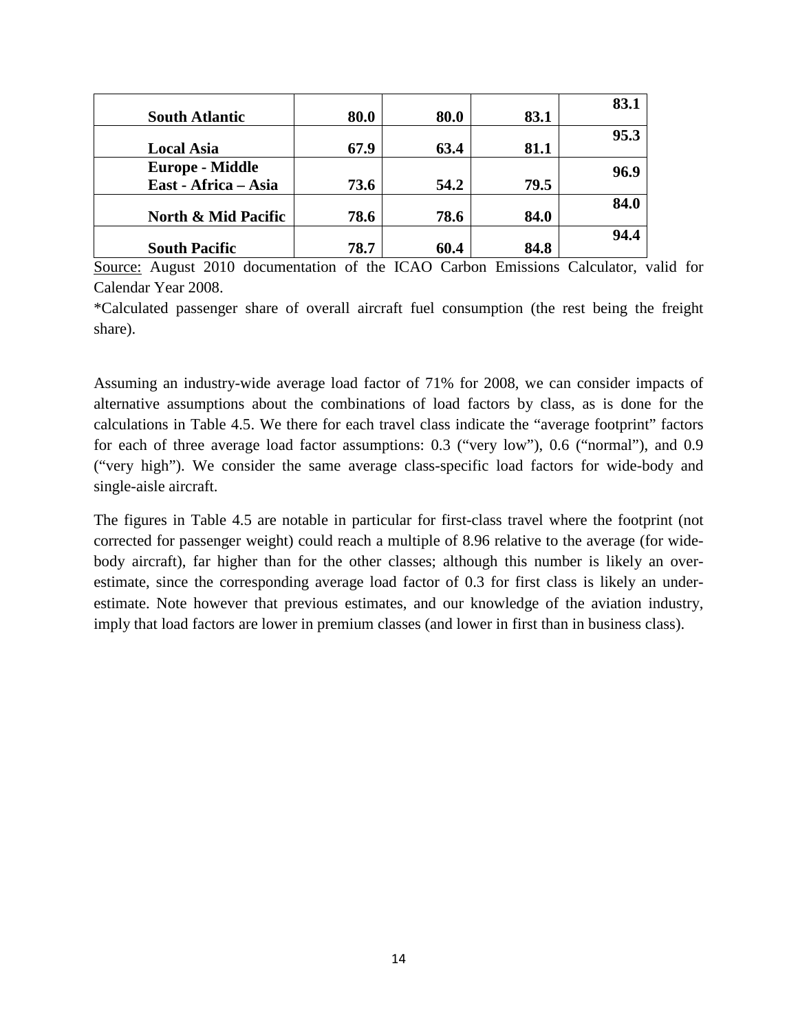| | | | | |
|---|---|---|---|---|
| **South Atlantic** | **80.0** | **80.0** | **83.1** | **83.1** |
| **Local Asia** | **67.9** | **63.4** | **81.1** | **95.3** |
| **Europe - Middle East - Africa – Asia** | **73.6** | **54.2** | **79.5** | **96.9** |
| **North & Mid Pacific** | **78.6** | **78.6** | **84.0** | **84.0** |
| **South Pacific** | **78.7** | **60.4** | **84.8** | **94.4** |

Source: August 2010 documentation of the ICAO Carbon Emissions Calculator, valid for Calendar Year 2008.

*Calculated passenger share of overall aircraft fuel consumption (the rest being the freight share).

Assuming an industry-wide average load factor of 71% for 2008, we can consider impacts of alternative assumptions about the combinations of load factors by class, as is done for the calculations in Table 4.5. We there for each travel class indicate the "average footprint" factors for each of three average load factor assumptions: 0.3 ("very low"), 0.6 ("normal"), and 0.9 ("very high"). We consider the same average class-specific load factors for wide-body and single-aisle aircraft.

The figures in Table 4.5 are notable in particular for first-class travel where the footprint (not corrected for passenger weight) could reach a multiple of 8.96 relative to the average (for wide-body aircraft), far higher than for the other classes; although this number is likely an over-estimate, since the corresponding average load factor of 0.3 for first class is likely an under-estimate. Note however that previous estimates, and our knowledge of the aviation industry, imply that load factors are lower in premium classes (and lower in first than in business class).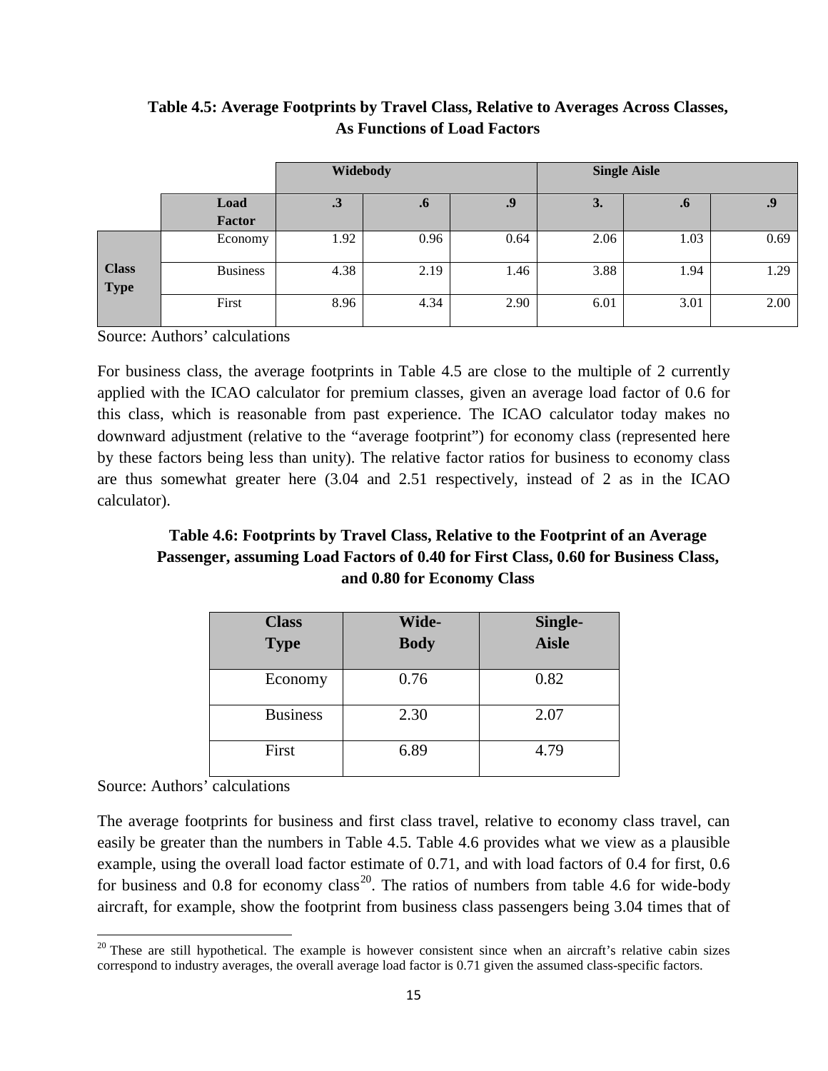**Table 4.5: Average Footprints by Travel Class, Relative to Averages Across Classes, As Functions of Load Factors**

| | | Widebody | | | Single Aisle | | |
|---|---|---|---|---|---|---|---|
| | **Load Factor** | **.3** | **.6** | **.9** | **3.** | **.6** | **.9** |
| **Class Type** | Economy | 1.92 | 0.96 | 0.64 | 2.06 | 1.03 | 0.69 |
| | Business | 4.38 | 2.19 | 1.46 | 3.88 | 1.94 | 1.29 |
| | First | 8.96 | 4.34 | 2.90 | 6.01 | 3.01 | 2.00 |

Source: Authors' calculations

For business class, the average footprints in Table 4.5 are close to the multiple of 2 currently applied with the ICAO calculator for premium classes, given an average load factor of 0.6 for this class, which is reasonable from past experience. The ICAO calculator today makes no downward adjustment (relative to the "average footprint") for economy class (represented here by these factors being less than unity). The relative factor ratios for business to economy class are thus somewhat greater here (3.04 and 2.51 respectively, instead of 2 as in the ICAO calculator).

**Table 4.6: Footprints by Travel Class, Relative to the Footprint of an Average Passenger, assuming Load Factors of 0.40 for First Class, 0.60 for Business Class, and 0.80 for Economy Class**

| Class Type | Wide-Body | Single-Aisle |
|---|---|---|
| Economy | 0.76 | 0.82 |
| Business | 2.30 | 2.07 |
| First | 6.89 | 4.79 |

Source: Authors' calculations

The average footprints for business and first class travel, relative to economy class travel, can easily be greater than the numbers in Table 4.5. Table 4.6 provides what we view as a plausible example, using the overall load factor estimate of 0.71, and with load factors of 0.4 for first, 0.6 for business and 0.8 for economy class[20]. The ratios of numbers from table 4.6 for wide-body aircraft, for example, show the footprint from business class passengers being 3.04 times that of

[20] These are still hypothetical. The example is however consistent since when an aircraft's relative cabin sizes correspond to industry averages, the overall average load factor is 0.71 given the assumed class-specific factors.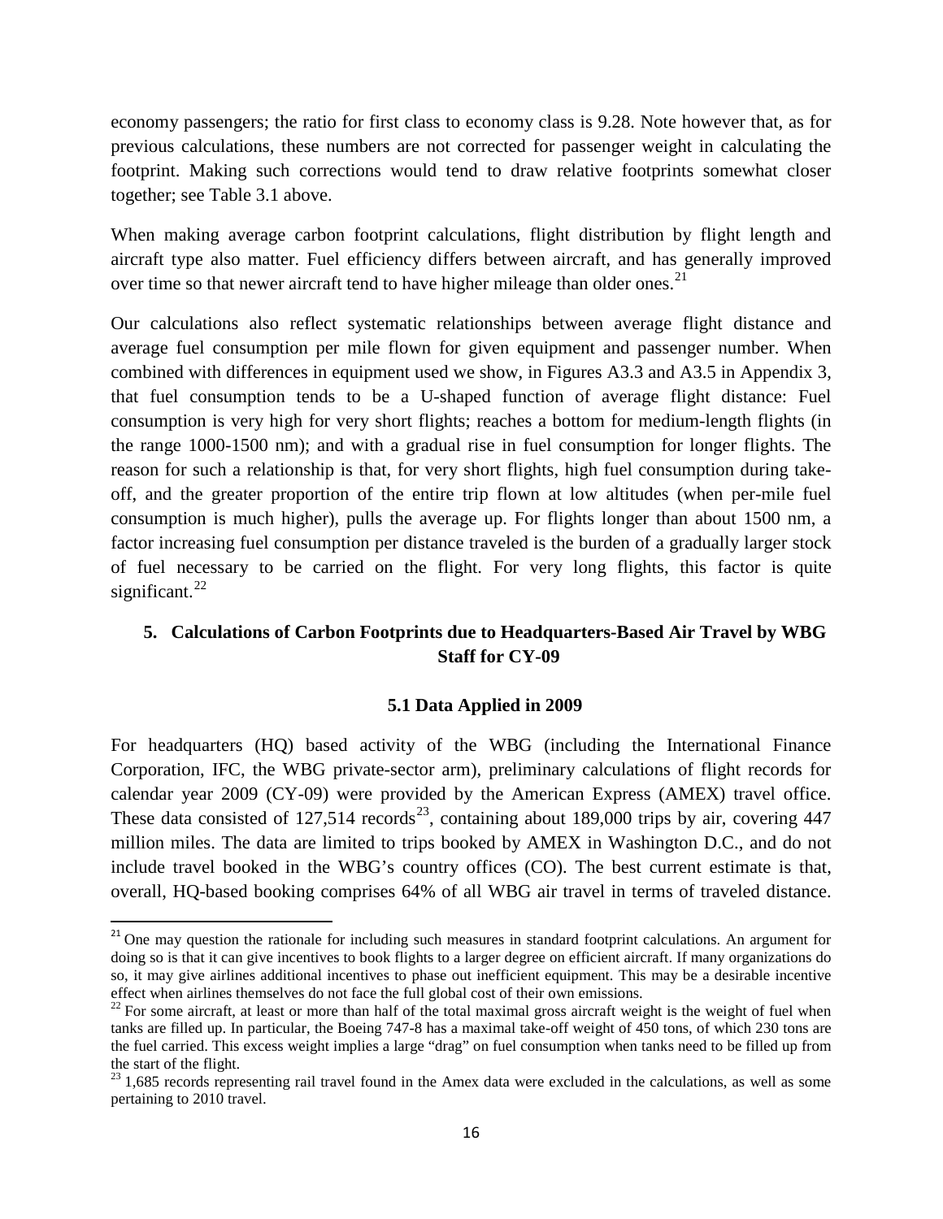economy passengers; the ratio for first class to economy class is 9.28. Note however that, as for previous calculations, these numbers are not corrected for passenger weight in calculating the footprint. Making such corrections would tend to draw relative footprints somewhat closer together; see Table 3.1 above.

When making average carbon footprint calculations, flight distribution by flight length and aircraft type also matter. Fuel efficiency differs between aircraft, and has generally improved over time so that newer aircraft tend to have higher mileage than older ones.[21]

Our calculations also reflect systematic relationships between average flight distance and average fuel consumption per mile flown for given equipment and passenger number. When combined with differences in equipment used we show, in Figures A3.3 and A3.5 in Appendix 3, that fuel consumption tends to be a U-shaped function of average flight distance: Fuel consumption is very high for very short flights; reaches a bottom for medium-length flights (in the range 1000-1500 nm); and with a gradual rise in fuel consumption for longer flights. The reason for such a relationship is that, for very short flights, high fuel consumption during take-off, and the greater proportion of the entire trip flown at low altitudes (when per-mile fuel consumption is much higher), pulls the average up. For flights longer than about 1500 nm, a factor increasing fuel consumption per distance traveled is the burden of a gradually larger stock of fuel necessary to be carried on the flight. For very long flights, this factor is quite significant.[22]

## 5. Calculations of Carbon Footprints due to Headquarters-Based Air Travel by WBG Staff for CY-09

### 5.1 Data Applied in 2009

For headquarters (HQ) based activity of the WBG (including the International Finance Corporation, IFC, the WBG private-sector arm), preliminary calculations of flight records for calendar year 2009 (CY-09) were provided by the American Express (AMEX) travel office. These data consisted of 127,514 records[23], containing about 189,000 trips by air, covering 447 million miles. The data are limited to trips booked by AMEX in Washington D.C., and do not include travel booked in the WBG's country offices (CO). The best current estimate is that, overall, HQ-based booking comprises 64% of all WBG air travel in terms of traveled distance.

[21] One may question the rationale for including such measures in standard footprint calculations. An argument for doing so is that it can give incentives to book flights to a larger degree on efficient aircraft. If many organizations do so, it may give airlines additional incentives to phase out inefficient equipment. This may be a desirable incentive effect when airlines themselves do not face the full global cost of their own emissions.

[22] For some aircraft, at least or more than half of the total maximal gross aircraft weight is the weight of fuel when tanks are filled up. In particular, the Boeing 747-8 has a maximal take-off weight of 450 tons, of which 230 tons are the fuel carried. This excess weight implies a large "drag" on fuel consumption when tanks need to be filled up from the start of the flight.

[23] 1,685 records representing rail travel found in the Amex data were excluded in the calculations, as well as some pertaining to 2010 travel.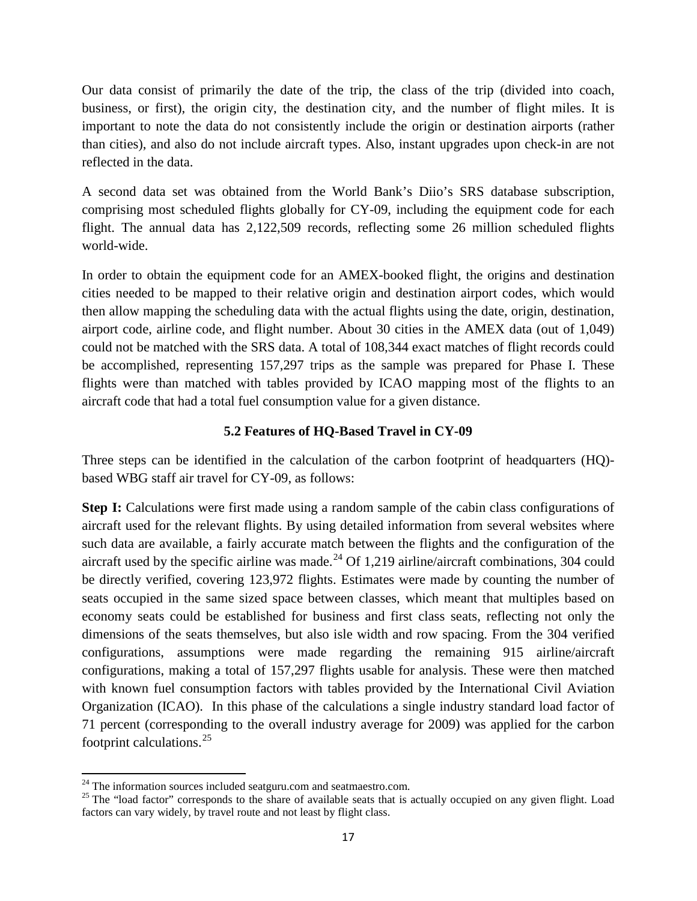Our data consist of primarily the date of the trip, the class of the trip (divided into coach, business, or first), the origin city, the destination city, and the number of flight miles. It is important to note the data do not consistently include the origin or destination airports (rather than cities), and also do not include aircraft types. Also, instant upgrades upon check-in are not reflected in the data.

A second data set was obtained from the World Bank's Diio's SRS database subscription, comprising most scheduled flights globally for CY-09, including the equipment code for each flight. The annual data has 2,122,509 records, reflecting some 26 million scheduled flights world-wide.

In order to obtain the equipment code for an AMEX-booked flight, the origins and destination cities needed to be mapped to their relative origin and destination airport codes, which would then allow mapping the scheduling data with the actual flights using the date, origin, destination, airport code, airline code, and flight number. About 30 cities in the AMEX data (out of 1,049) could not be matched with the SRS data. A total of 108,344 exact matches of flight records could be accomplished, representing 157,297 trips as the sample was prepared for Phase I. These flights were than matched with tables provided by ICAO mapping most of the flights to an aircraft code that had a total fuel consumption value for a given distance.

### 5.2 Features of HQ-Based Travel in CY-09

Three steps can be identified in the calculation of the carbon footprint of headquarters (HQ)-based WBG staff air travel for CY-09, as follows:

**Step I:** Calculations were first made using a random sample of the cabin class configurations of aircraft used for the relevant flights. By using detailed information from several websites where such data are available, a fairly accurate match between the flights and the configuration of the aircraft used by the specific airline was made.[24] Of 1,219 airline/aircraft combinations, 304 could be directly verified, covering 123,972 flights. Estimates were made by counting the number of seats occupied in the same sized space between classes, which meant that multiples based on economy seats could be established for business and first class seats, reflecting not only the dimensions of the seats themselves, but also isle width and row spacing. From the 304 verified configurations, assumptions were made regarding the remaining 915 airline/aircraft configurations, making a total of 157,297 flights usable for analysis. These were then matched with known fuel consumption factors with tables provided by the International Civil Aviation Organization (ICAO). In this phase of the calculations a single industry standard load factor of 71 percent (corresponding to the overall industry average for 2009) was applied for the carbon footprint calculations.[25]

---

[24] The information sources included seatguru.com and seatmaestro.com.

[25] The "load factor" corresponds to the share of available seats that is actually occupied on any given flight. Load factors can vary widely, by travel route and not least by flight class.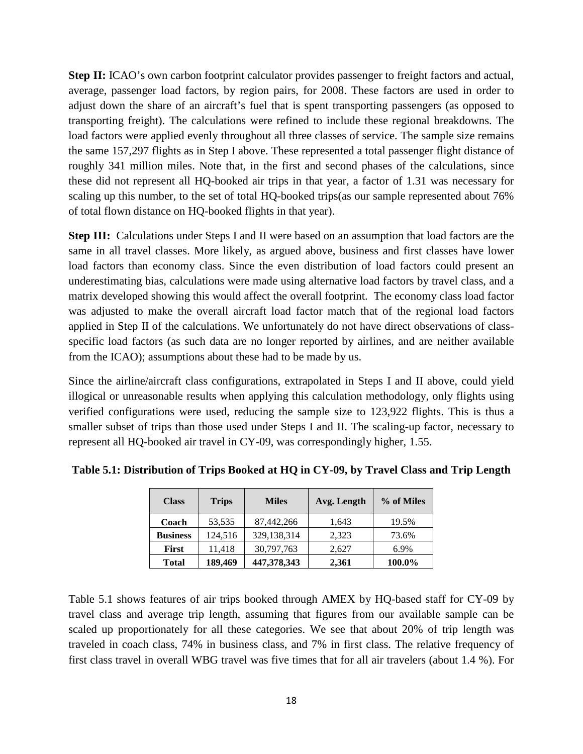**Step II:** ICAO's own carbon footprint calculator provides passenger to freight factors and actual, average, passenger load factors, by region pairs, for 2008. These factors are used in order to adjust down the share of an aircraft's fuel that is spent transporting passengers (as opposed to transporting freight). The calculations were refined to include these regional breakdowns. The load factors were applied evenly throughout all three classes of service. The sample size remains the same 157,297 flights as in Step I above. These represented a total passenger flight distance of roughly 341 million miles. Note that, in the first and second phases of the calculations, since these did not represent all HQ-booked air trips in that year, a factor of 1.31 was necessary for scaling up this number, to the set of total HQ-booked trips(as our sample represented about 76% of total flown distance on HQ-booked flights in that year).

**Step III:** Calculations under Steps I and II were based on an assumption that load factors are the same in all travel classes. More likely, as argued above, business and first classes have lower load factors than economy class. Since the even distribution of load factors could present an underestimating bias, calculations were made using alternative load factors by travel class, and a matrix developed showing this would affect the overall footprint. The economy class load factor was adjusted to make the overall aircraft load factor match that of the regional load factors applied in Step II of the calculations. We unfortunately do not have direct observations of class-specific load factors (as such data are no longer reported by airlines, and are neither available from the ICAO); assumptions about these had to be made by us.

Since the airline/aircraft class configurations, extrapolated in Steps I and II above, could yield illogical or unreasonable results when applying this calculation methodology, only flights using verified configurations were used, reducing the sample size to 123,922 flights. This is thus a smaller subset of trips than those used under Steps I and II. The scaling-up factor, necessary to represent all HQ-booked air travel in CY-09, was correspondingly higher, 1.55.

**Table 5.1: Distribution of Trips Booked at HQ in CY-09, by Travel Class and Trip Length**

| Class | Trips | Miles | Avg. Length | % of Miles |
|---|---|---|---|---|
| **Coach** | 53,535 | 87,442,266 | 1,643 | 19.5% |
| **Business** | 124,516 | 329,138,314 | 2,323 | 73.6% |
| **First** | 11,418 | 30,797,763 | 2,627 | 6.9% |
| **Total** | **189,469** | **447,378,343** | **2,361** | **100.0%** |

Table 5.1 shows features of air trips booked through AMEX by HQ-based staff for CY-09 by travel class and average trip length, assuming that figures from our available sample can be scaled up proportionately for all these categories. We see that about 20% of trip length was traveled in coach class, 74% in business class, and 7% in first class. The relative frequency of first class travel in overall WBG travel was five times that for all air travelers (about 1.4 %). For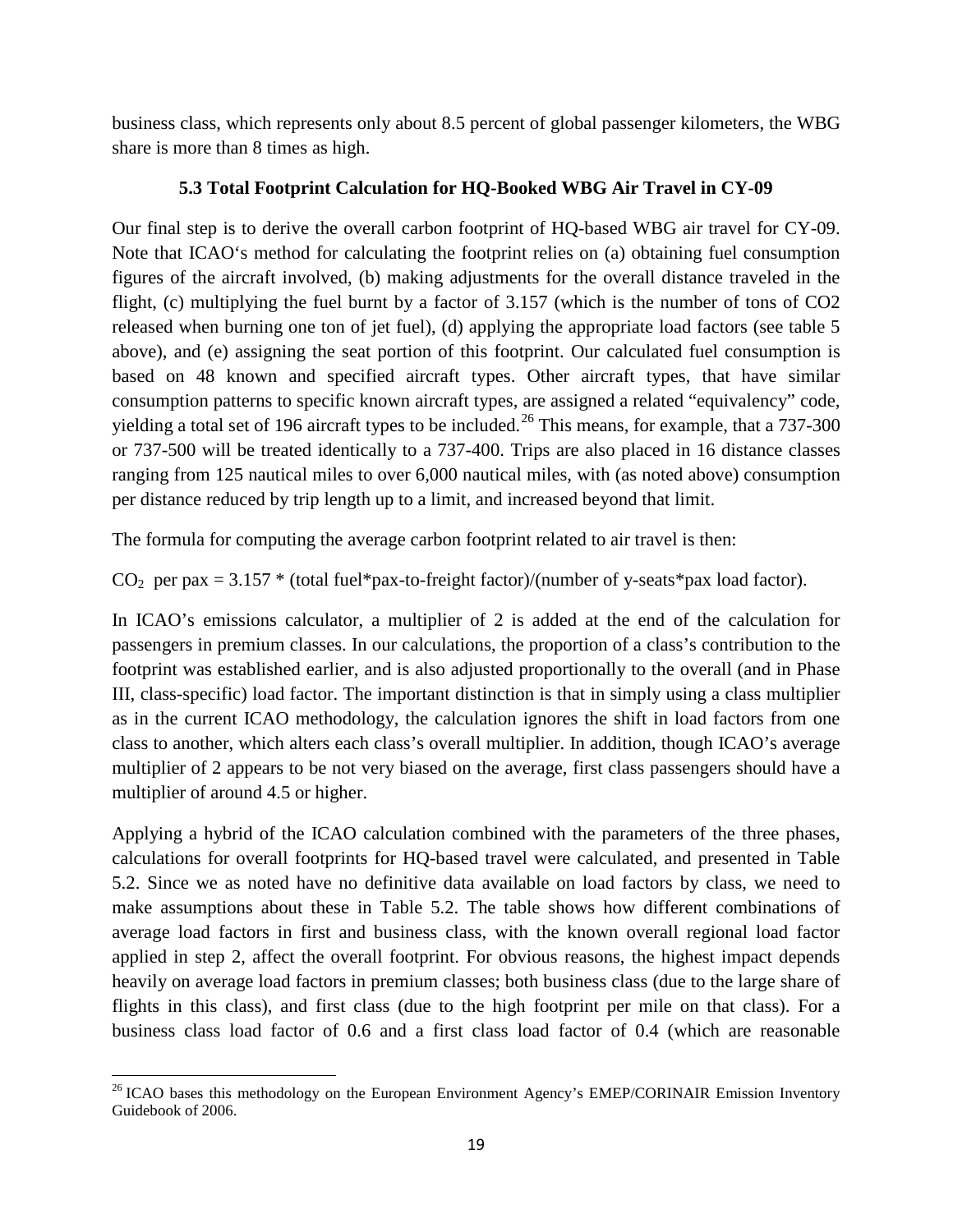business class, which represents only about 8.5 percent of global passenger kilometers, the WBG share is more than 8 times as high.

### 5.3 Total Footprint Calculation for HQ-Booked WBG Air Travel in CY-09

Our final step is to derive the overall carbon footprint of HQ-based WBG air travel for CY-09. Note that ICAO's method for calculating the footprint relies on (a) obtaining fuel consumption figures of the aircraft involved, (b) making adjustments for the overall distance traveled in the flight, (c) multiplying the fuel burnt by a factor of 3.157 (which is the number of tons of CO2 released when burning one ton of jet fuel), (d) applying the appropriate load factors (see table 5 above), and (e) assigning the seat portion of this footprint. Our calculated fuel consumption is based on 48 known and specified aircraft types. Other aircraft types, that have similar consumption patterns to specific known aircraft types, are assigned a related "equivalency" code, yielding a total set of 196 aircraft types to be included.[26] This means, for example, that a 737-300 or 737-500 will be treated identically to a 737-400. Trips are also placed in 16 distance classes ranging from 125 nautical miles to over 6,000 nautical miles, with (as noted above) consumption per distance reduced by trip length up to a limit, and increased beyond that limit.

The formula for computing the average carbon footprint related to air travel is then:

$CO_2$ per pax = 3.157 * (total fuel*pax-to-freight factor)/(number of y-seats*pax load factor).

In ICAO's emissions calculator, a multiplier of 2 is added at the end of the calculation for passengers in premium classes. In our calculations, the proportion of a class's contribution to the footprint was established earlier, and is also adjusted proportionally to the overall (and in Phase III, class-specific) load factor. The important distinction is that in simply using a class multiplier as in the current ICAO methodology, the calculation ignores the shift in load factors from one class to another, which alters each class's overall multiplier. In addition, though ICAO's average multiplier of 2 appears to be not very biased on the average, first class passengers should have a multiplier of around 4.5 or higher.

Applying a hybrid of the ICAO calculation combined with the parameters of the three phases, calculations for overall footprints for HQ-based travel were calculated, and presented in Table 5.2. Since we as noted have no definitive data available on load factors by class, we need to make assumptions about these in Table 5.2. The table shows how different combinations of average load factors in first and business class, with the known overall regional load factor applied in step 2, affect the overall footprint. For obvious reasons, the highest impact depends heavily on average load factors in premium classes; both business class (due to the large share of flights in this class), and first class (due to the high footprint per mile on that class). For a business class load factor of 0.6 and a first class load factor of 0.4 (which are reasonable

[26] ICAO bases this methodology on the European Environment Agency's EMEP/CORINAIR Emission Inventory Guidebook of 2006.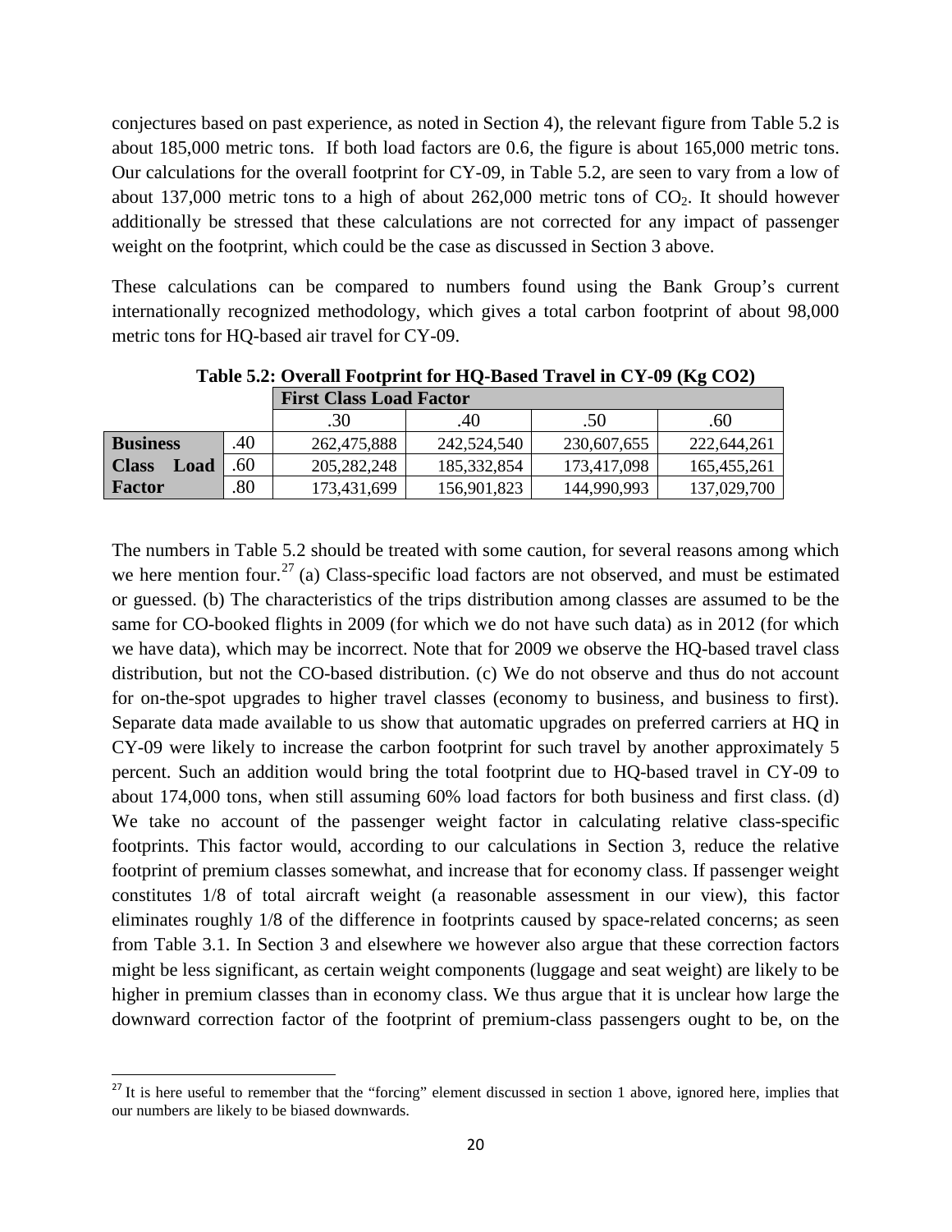conjectures based on past experience, as noted in Section 4), the relevant figure from Table 5.2 is about 185,000 metric tons. If both load factors are 0.6, the figure is about 165,000 metric tons. Our calculations for the overall footprint for CY-09, in Table 5.2, are seen to vary from a low of about 137,000 metric tons to a high of about 262,000 metric tons of $CO_2$. It should however additionally be stressed that these calculations are not corrected for any impact of passenger weight on the footprint, which could be the case as discussed in Section 3 above.

These calculations can be compared to numbers found using the Bank Group's current internationally recognized methodology, which gives a total carbon footprint of about 98,000 metric tons for HQ-based air travel for CY-09.

**Table 5.2: Overall Footprint for HQ-Based Travel in CY-09 (Kg CO2)**

| | | First Class Load Factor | | | |
|---|---|---|---|---|---|
| | | .30 | .40 | .50 | .60 |
| **Business Class Load Factor** | .40 | 262,475,888 | 242,524,540 | 230,607,655 | 222,644,261 |
| | .60 | 205,282,248 | 185,332,854 | 173,417,098 | 165,455,261 |
| | .80 | 173,431,699 | 156,901,823 | 144,990,993 | 137,029,700 |

The numbers in Table 5.2 should be treated with some caution, for several reasons among which we here mention four.[27] (a) Class-specific load factors are not observed, and must be estimated or guessed. (b) The characteristics of the trips distribution among classes are assumed to be the same for CO-booked flights in 2009 (for which we do not have such data) as in 2012 (for which we have data), which may be incorrect. Note that for 2009 we observe the HQ-based travel class distribution, but not the CO-based distribution. (c) We do not observe and thus do not account for on-the-spot upgrades to higher travel classes (economy to business, and business to first). Separate data made available to us show that automatic upgrades on preferred carriers at HQ in CY-09 were likely to increase the carbon footprint for such travel by another approximately 5 percent. Such an addition would bring the total footprint due to HQ-based travel in CY-09 to about 174,000 tons, when still assuming 60% load factors for both business and first class. (d) We take no account of the passenger weight factor in calculating relative class-specific footprints. This factor would, according to our calculations in Section 3, reduce the relative footprint of premium classes somewhat, and increase that for economy class. If passenger weight constitutes 1/8 of total aircraft weight (a reasonable assessment in our view), this factor eliminates roughly 1/8 of the difference in footprints caused by space-related concerns; as seen from Table 3.1. In Section 3 and elsewhere we however also argue that these correction factors might be less significant, as certain weight components (luggage and seat weight) are likely to be higher in premium classes than in economy class. We thus argue that it is unclear how large the downward correction factor of the footprint of premium-class passengers ought to be, on the

[27] It is here useful to remember that the "forcing" element discussed in section 1 above, ignored here, implies that our numbers are likely to be biased downwards.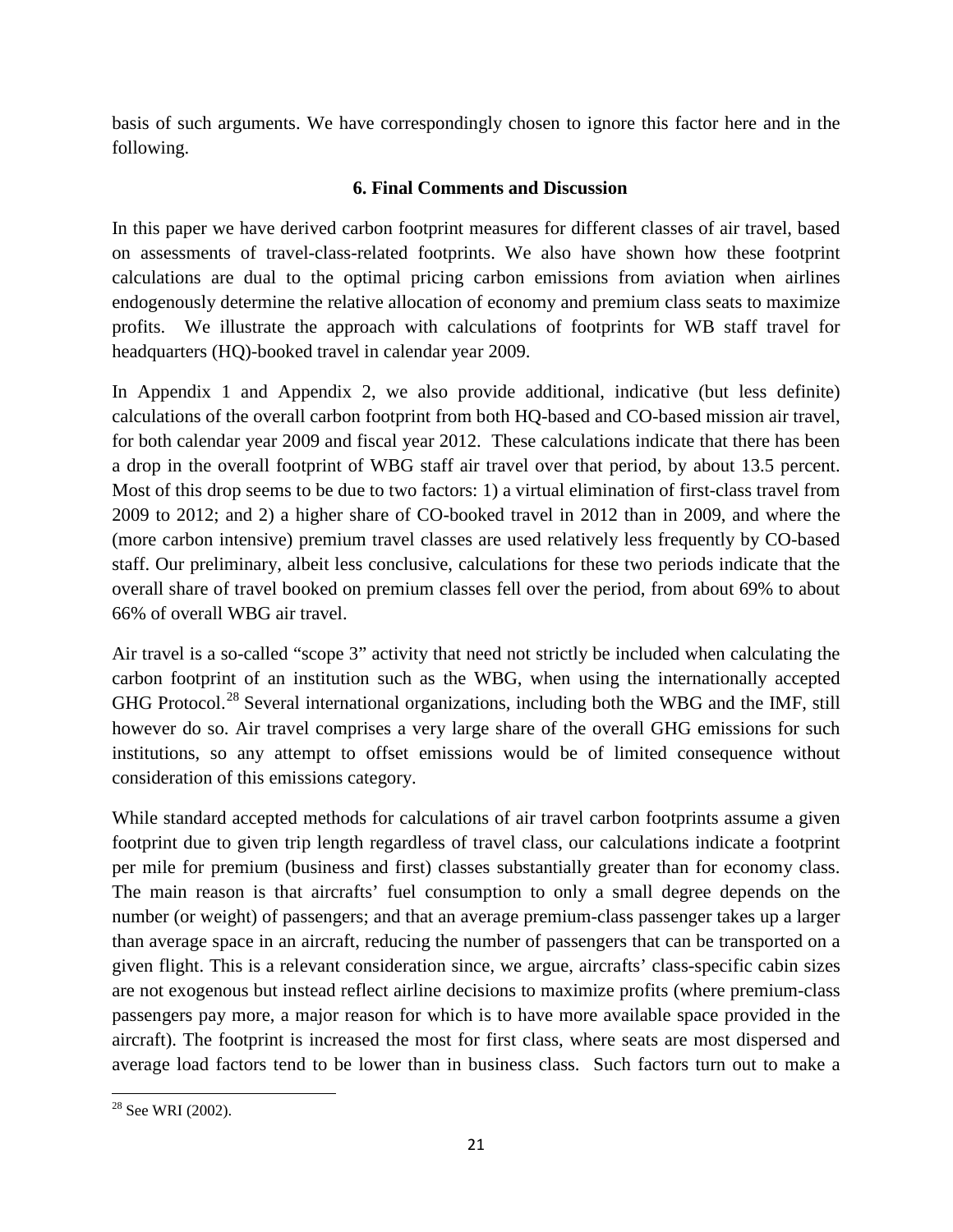basis of such arguments. We have correspondingly chosen to ignore this factor here and in the following.

## 6. Final Comments and Discussion

In this paper we have derived carbon footprint measures for different classes of air travel, based on assessments of travel-class-related footprints. We also have shown how these footprint calculations are dual to the optimal pricing carbon emissions from aviation when airlines endogenously determine the relative allocation of economy and premium class seats to maximize profits. We illustrate the approach with calculations of footprints for WB staff travel for headquarters (HQ)-booked travel in calendar year 2009.

In Appendix 1 and Appendix 2, we also provide additional, indicative (but less definite) calculations of the overall carbon footprint from both HQ-based and CO-based mission air travel, for both calendar year 2009 and fiscal year 2012. These calculations indicate that there has been a drop in the overall footprint of WBG staff air travel over that period, by about 13.5 percent. Most of this drop seems to be due to two factors: 1) a virtual elimination of first-class travel from 2009 to 2012; and 2) a higher share of CO-booked travel in 2012 than in 2009, and where the (more carbon intensive) premium travel classes are used relatively less frequently by CO-based staff. Our preliminary, albeit less conclusive, calculations for these two periods indicate that the overall share of travel booked on premium classes fell over the period, from about 69% to about 66% of overall WBG air travel.

Air travel is a so-called "scope 3" activity that need not strictly be included when calculating the carbon footprint of an institution such as the WBG, when using the internationally accepted GHG Protocol.[28] Several international organizations, including both the WBG and the IMF, still however do so. Air travel comprises a very large share of the overall GHG emissions for such institutions, so any attempt to offset emissions would be of limited consequence without consideration of this emissions category.

While standard accepted methods for calculations of air travel carbon footprints assume a given footprint due to given trip length regardless of travel class, our calculations indicate a footprint per mile for premium (business and first) classes substantially greater than for economy class. The main reason is that aircrafts' fuel consumption to only a small degree depends on the number (or weight) of passengers; and that an average premium-class passenger takes up a larger than average space in an aircraft, reducing the number of passengers that can be transported on a given flight. This is a relevant consideration since, we argue, aircrafts' class-specific cabin sizes are not exogenous but instead reflect airline decisions to maximize profits (where premium-class passengers pay more, a major reason for which is to have more available space provided in the aircraft). The footprint is increased the most for first class, where seats are most dispersed and average load factors tend to be lower than in business class. Such factors turn out to make a

[28] See WRI (2002).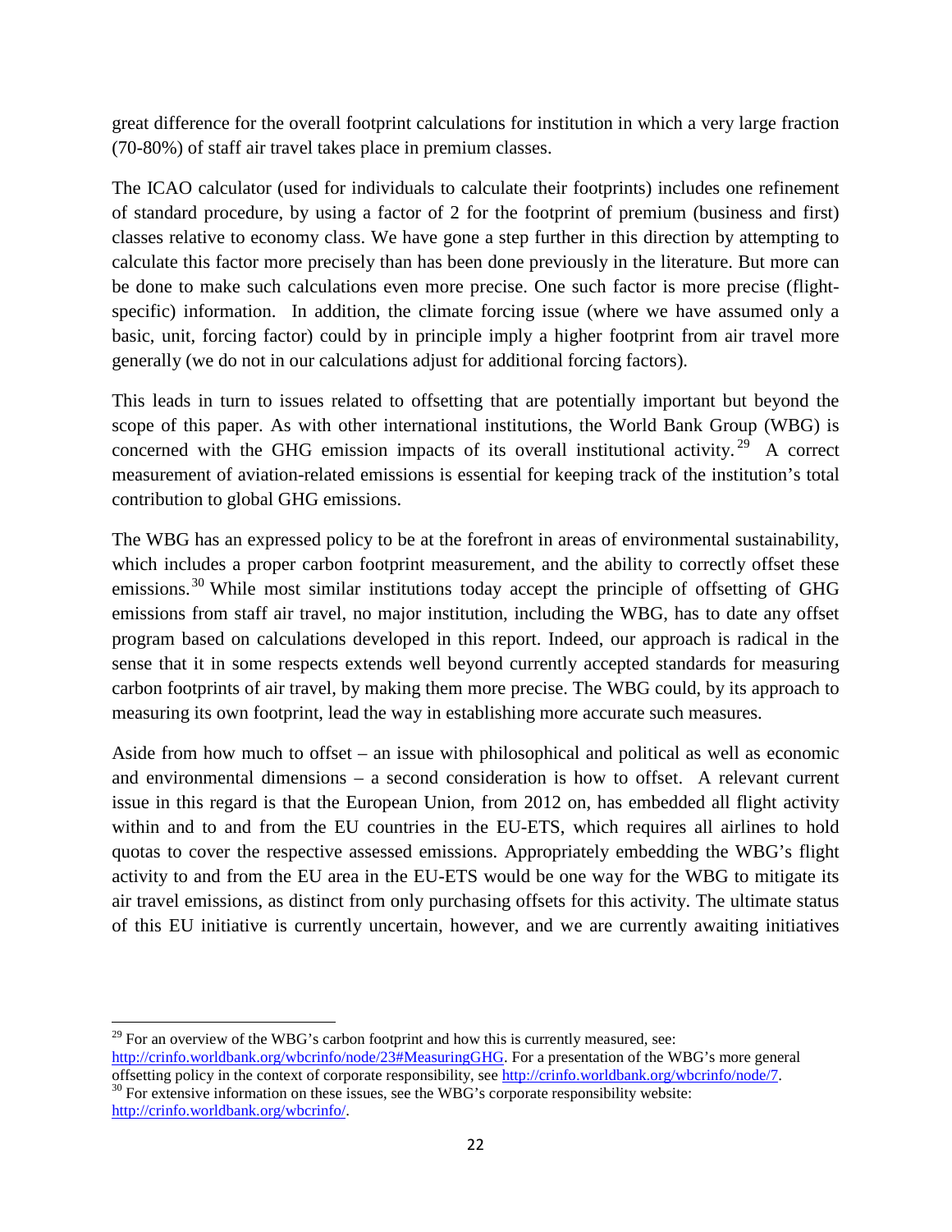great difference for the overall footprint calculations for institution in which a very large fraction (70-80%) of staff air travel takes place in premium classes.

The ICAO calculator (used for individuals to calculate their footprints) includes one refinement of standard procedure, by using a factor of 2 for the footprint of premium (business and first) classes relative to economy class. We have gone a step further in this direction by attempting to calculate this factor more precisely than has been done previously in the literature. But more can be done to make such calculations even more precise. One such factor is more precise (flight-specific) information. In addition, the climate forcing issue (where we have assumed only a basic, unit, forcing factor) could by in principle imply a higher footprint from air travel more generally (we do not in our calculations adjust for additional forcing factors).

This leads in turn to issues related to offsetting that are potentially important but beyond the scope of this paper. As with other international institutions, the World Bank Group (WBG) is concerned with the GHG emission impacts of its overall institutional activity.[29] A correct measurement of aviation-related emissions is essential for keeping track of the institution's total contribution to global GHG emissions.

The WBG has an expressed policy to be at the forefront in areas of environmental sustainability, which includes a proper carbon footprint measurement, and the ability to correctly offset these emissions.[30] While most similar institutions today accept the principle of offsetting of GHG emissions from staff air travel, no major institution, including the WBG, has to date any offset program based on calculations developed in this report. Indeed, our approach is radical in the sense that it in some respects extends well beyond currently accepted standards for measuring carbon footprints of air travel, by making them more precise. The WBG could, by its approach to measuring its own footprint, lead the way in establishing more accurate such measures.

Aside from how much to offset – an issue with philosophical and political as well as economic and environmental dimensions – a second consideration is how to offset. A relevant current issue in this regard is that the European Union, from 2012 on, has embedded all flight activity within and to and from the EU countries in the EU-ETS, which requires all airlines to hold quotas to cover the respective assessed emissions. Appropriately embedding the WBG's flight activity to and from the EU area in the EU-ETS would be one way for the WBG to mitigate its air travel emissions, as distinct from only purchasing offsets for this activity. The ultimate status of this EU initiative is currently uncertain, however, and we are currently awaiting initiatives

---

[29] For an overview of the WBG's carbon footprint and how this is currently measured, see: http://crinfo.worldbank.org/wbcrinfo/node/23#MeasuringGHG. For a presentation of the WBG's more general offsetting policy in the context of corporate responsibility, see http://crinfo.worldbank.org/wbcrinfo/node/7.

[30] For extensive information on these issues, see the WBG's corporate responsibility website: http://crinfo.worldbank.org/wbcrinfo/.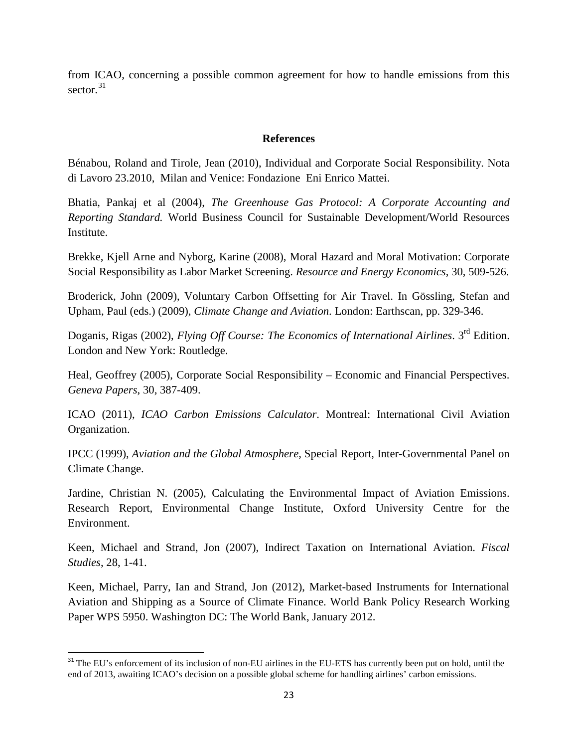from ICAO, concerning a possible common agreement for how to handle emissions from this sector.[31]

## References

Bénabou, Roland and Tirole, Jean (2010), Individual and Corporate Social Responsibility. Nota di Lavoro 23.2010, Milan and Venice: Fondazione Eni Enrico Mattei.

Bhatia, Pankaj et al (2004), *The Greenhouse Gas Protocol: A Corporate Accounting and Reporting Standard.* World Business Council for Sustainable Development/World Resources Institute.

Brekke, Kjell Arne and Nyborg, Karine (2008), Moral Hazard and Moral Motivation: Corporate Social Responsibility as Labor Market Screening. *Resource and Energy Economics*, 30, 509-526.

Broderick, John (2009), Voluntary Carbon Offsetting for Air Travel. In Gössling, Stefan and Upham, Paul (eds.) (2009), *Climate Change and Aviation*. London: Earthscan, pp. 329-346.

Doganis, Rigas (2002), *Flying Off Course: The Economics of International Airlines*. 3rd Edition. London and New York: Routledge.

Heal, Geoffrey (2005), Corporate Social Responsibility – Economic and Financial Perspectives. *Geneva Papers*, 30, 387-409.

ICAO (2011), *ICAO Carbon Emissions Calculator*. Montreal: International Civil Aviation Organization.

IPCC (1999), *Aviation and the Global Atmosphere*, Special Report, Inter-Governmental Panel on Climate Change.

Jardine, Christian N. (2005), Calculating the Environmental Impact of Aviation Emissions. Research Report, Environmental Change Institute, Oxford University Centre for the Environment.

Keen, Michael and Strand, Jon (2007), Indirect Taxation on International Aviation. *Fiscal Studies*, 28, 1-41.

Keen, Michael, Parry, Ian and Strand, Jon (2012), Market-based Instruments for International Aviation and Shipping as a Source of Climate Finance. World Bank Policy Research Working Paper WPS 5950. Washington DC: The World Bank, January 2012.

---

[31] The EU's enforcement of its inclusion of non-EU airlines in the EU-ETS has currently been put on hold, until the end of 2013, awaiting ICAO's decision on a possible global scheme for handling airlines' carbon emissions.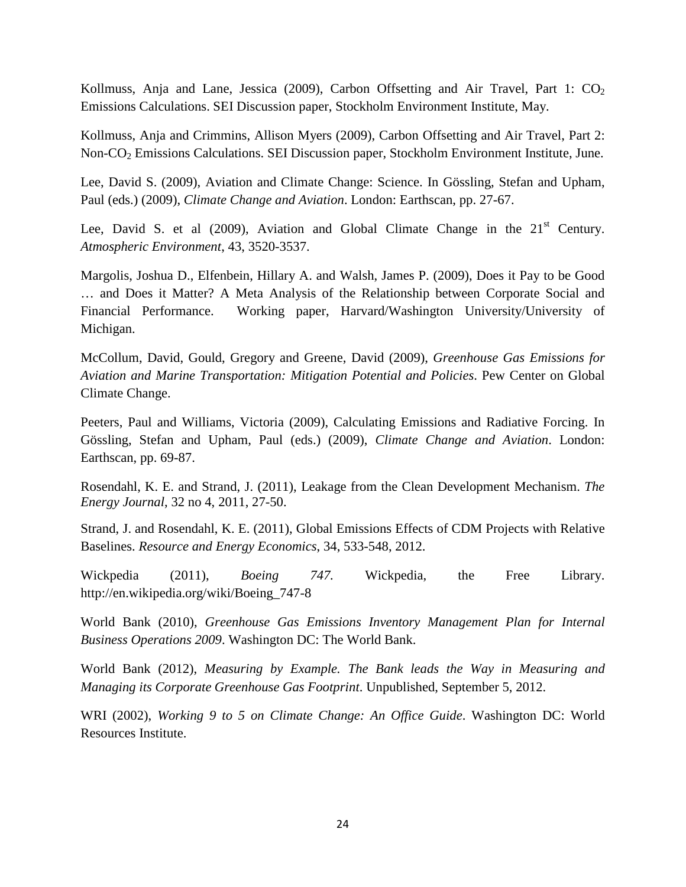Kollmuss, Anja and Lane, Jessica (2009), Carbon Offsetting and Air Travel, Part 1: $CO_2$ Emissions Calculations. SEI Discussion paper, Stockholm Environment Institute, May.

Kollmuss, Anja and Crimmins, Allison Myers (2009), Carbon Offsetting and Air Travel, Part 2: Non-$CO_2$ Emissions Calculations. SEI Discussion paper, Stockholm Environment Institute, June.

Lee, David S. (2009), Aviation and Climate Change: Science. In Gössling, Stefan and Upham, Paul (eds.) (2009), *Climate Change and Aviation*. London: Earthscan, pp. 27-67.

Lee, David S. et al (2009), Aviation and Global Climate Change in the $21^{st}$ Century. *Atmospheric Environment*, 43, 3520-3537.

Margolis, Joshua D., Elfenbein, Hillary A. and Walsh, James P. (2009), Does it Pay to be Good … and Does it Matter? A Meta Analysis of the Relationship between Corporate Social and Financial Performance. Working paper, Harvard/Washington University/University of Michigan.

McCollum, David, Gould, Gregory and Greene, David (2009), *Greenhouse Gas Emissions for Aviation and Marine Transportation: Mitigation Potential and Policies*. Pew Center on Global Climate Change.

Peeters, Paul and Williams, Victoria (2009), Calculating Emissions and Radiative Forcing. In Gössling, Stefan and Upham, Paul (eds.) (2009), *Climate Change and Aviation*. London: Earthscan, pp. 69-87.

Rosendahl, K. E. and Strand, J. (2011), Leakage from the Clean Development Mechanism. *The Energy Journal*, 32 no 4, 2011, 27-50.

Strand, J. and Rosendahl, K. E. (2011), Global Emissions Effects of CDM Projects with Relative Baselines. *Resource and Energy Economics*, 34, 533-548, 2012.

Wickpedia (2011), *Boeing 747*. Wickpedia, the Free Library. http://en.wikipedia.org/wiki/Boeing_747-8

World Bank (2010), *Greenhouse Gas Emissions Inventory Management Plan for Internal Business Operations 2009*. Washington DC: The World Bank.

World Bank (2012), *Measuring by Example. The Bank leads the Way in Measuring and Managing its Corporate Greenhouse Gas Footprint*. Unpublished, September 5, 2012.

WRI (2002), *Working 9 to 5 on Climate Change: An Office Guide*. Washington DC: World Resources Institute.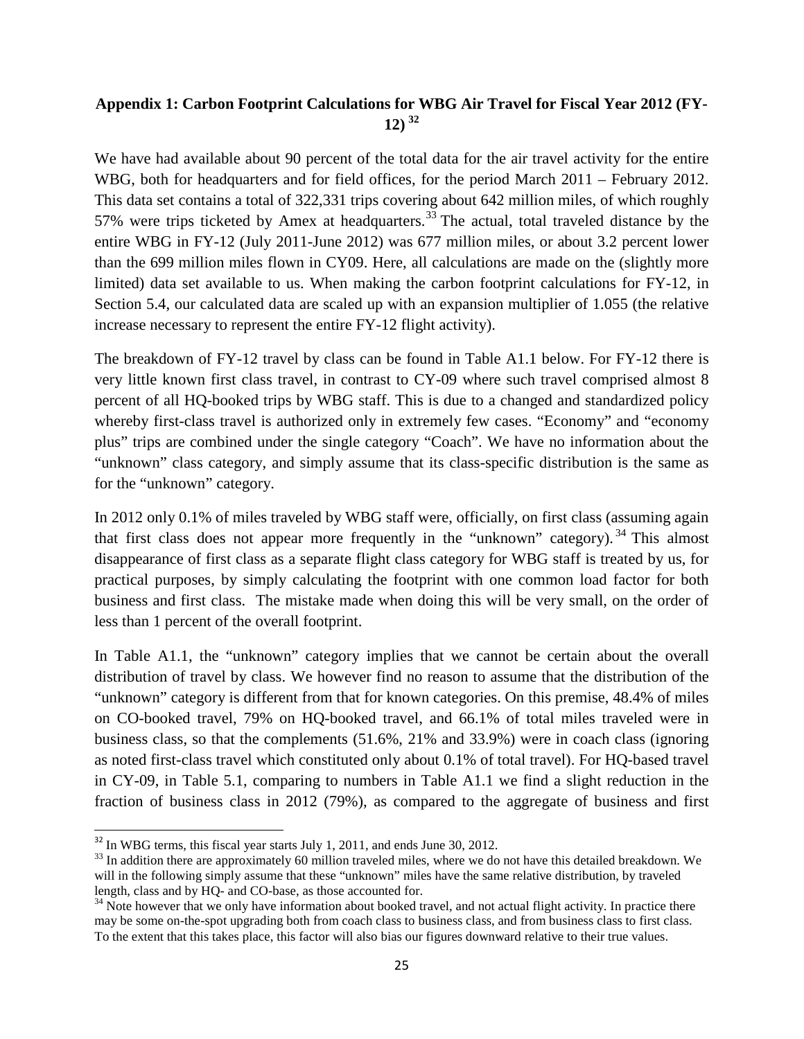## Appendix 1: Carbon Footprint Calculations for WBG Air Travel for Fiscal Year 2012 (FY-12) [32]

We have had available about 90 percent of the total data for the air travel activity for the entire WBG, both for headquarters and for field offices, for the period March 2011 – February 2012. This data set contains a total of 322,331 trips covering about 642 million miles, of which roughly 57% were trips ticketed by Amex at headquarters.[33] The actual, total traveled distance by the entire WBG in FY-12 (July 2011-June 2012) was 677 million miles, or about 3.2 percent lower than the 699 million miles flown in CY09. Here, all calculations are made on the (slightly more limited) data set available to us. When making the carbon footprint calculations for FY-12, in Section 5.4, our calculated data are scaled up with an expansion multiplier of 1.055 (the relative increase necessary to represent the entire FY-12 flight activity).

The breakdown of FY-12 travel by class can be found in Table A1.1 below. For FY-12 there is very little known first class travel, in contrast to CY-09 where such travel comprised almost 8 percent of all HQ-booked trips by WBG staff. This is due to a changed and standardized policy whereby first-class travel is authorized only in extremely few cases. "Economy" and "economy plus" trips are combined under the single category "Coach". We have no information about the "unknown" class category, and simply assume that its class-specific distribution is the same as for the "unknown" category.

In 2012 only 0.1% of miles traveled by WBG staff were, officially, on first class (assuming again that first class does not appear more frequently in the "unknown" category).[34] This almost disappearance of first class as a separate flight class category for WBG staff is treated by us, for practical purposes, by simply calculating the footprint with one common load factor for both business and first class. The mistake made when doing this will be very small, on the order of less than 1 percent of the overall footprint.

In Table A1.1, the "unknown" category implies that we cannot be certain about the overall distribution of travel by class. We however find no reason to assume that the distribution of the "unknown" category is different from that for known categories. On this premise, 48.4% of miles on CO-booked travel, 79% on HQ-booked travel, and 66.1% of total miles traveled were in business class, so that the complements (51.6%, 21% and 33.9%) were in coach class (ignoring as noted first-class travel which constituted only about 0.1% of total travel). For HQ-based travel in CY-09, in Table 5.1, comparing to numbers in Table A1.1 we find a slight reduction in the fraction of business class in 2012 (79%), as compared to the aggregate of business and first

---

[32] In WBG terms, this fiscal year starts July 1, 2011, and ends June 30, 2012.

[33] In addition there are approximately 60 million traveled miles, where we do not have this detailed breakdown. We will in the following simply assume that these "unknown" miles have the same relative distribution, by traveled length, class and by HQ- and CO-base, as those accounted for.

[34] Note however that we only have information about booked travel, and not actual flight activity. In practice there may be some on-the-spot upgrading both from coach class to business class, and from business class to first class. To the extent that this takes place, this factor will also bias our figures downward relative to their true values.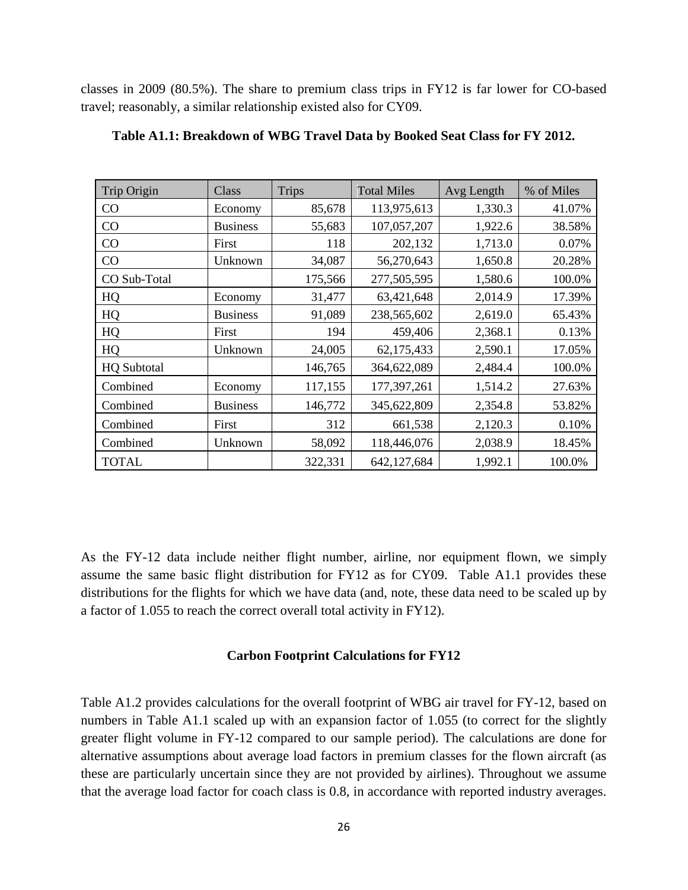classes in 2009 (80.5%). The share to premium class trips in FY12 is far lower for CO-based travel; reasonably, a similar relationship existed also for CY09.

**Table A1.1: Breakdown of WBG Travel Data by Booked Seat Class for FY 2012.**

| Trip Origin | Class | Trips | Total Miles | Avg Length | % of Miles |
|---|---|---|---|---|---|
| CO | Economy | 85,678 | 113,975,613 | 1,330.3 | 41.07% |
| CO | Business | 55,683 | 107,057,207 | 1,922.6 | 38.58% |
| CO | First | 118 | 202,132 | 1,713.0 | 0.07% |
| CO | Unknown | 34,087 | 56,270,643 | 1,650.8 | 20.28% |
| CO Sub-Total | | 175,566 | 277,505,595 | 1,580.6 | 100.0% |
| HQ | Economy | 31,477 | 63,421,648 | 2,014.9 | 17.39% |
| HQ | Business | 91,089 | 238,565,602 | 2,619.0 | 65.43% |
| HQ | First | 194 | 459,406 | 2,368.1 | 0.13% |
| HQ | Unknown | 24,005 | 62,175,433 | 2,590.1 | 17.05% |
| HQ Subtotal | | 146,765 | 364,622,089 | 2,484.4 | 100.0% |
| Combined | Economy | 117,155 | 177,397,261 | 1,514.2 | 27.63% |
| Combined | Business | 146,772 | 345,622,809 | 2,354.8 | 53.82% |
| Combined | First | 312 | 661,538 | 2,120.3 | 0.10% |
| Combined | Unknown | 58,092 | 118,446,076 | 2,038.9 | 18.45% |
| TOTAL | | 322,331 | 642,127,684 | 1,992.1 | 100.0% |

As the FY-12 data include neither flight number, airline, nor equipment flown, we simply assume the same basic flight distribution for FY12 as for CY09. Table A1.1 provides these distributions for the flights for which we have data (and, note, these data need to be scaled up by a factor of 1.055 to reach the correct overall total activity in FY12).

### Carbon Footprint Calculations for FY12

Table A1.2 provides calculations for the overall footprint of WBG air travel for FY-12, based on numbers in Table A1.1 scaled up with an expansion factor of 1.055 (to correct for the slightly greater flight volume in FY-12 compared to our sample period). The calculations are done for alternative assumptions about average load factors in premium classes for the flown aircraft (as these are particularly uncertain since they are not provided by airlines). Throughout we assume that the average load factor for coach class is 0.8, in accordance with reported industry averages.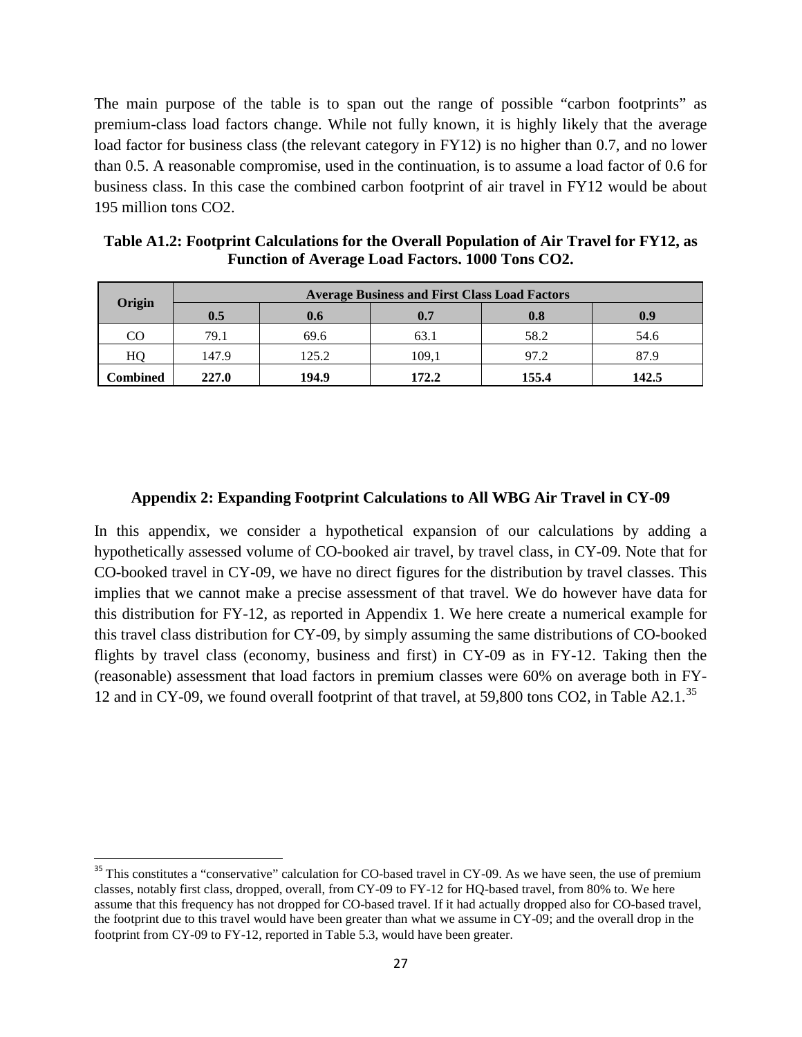The main purpose of the table is to span out the range of possible "carbon footprints" as premium-class load factors change. While not fully known, it is highly likely that the average load factor for business class (the relevant category in FY12) is no higher than 0.7, and no lower than 0.5. A reasonable compromise, used in the continuation, is to assume a load factor of 0.6 for business class. In this case the combined carbon footprint of air travel in FY12 would be about 195 million tons CO2.

**Table A1.2: Footprint Calculations for the Overall Population of Air Travel for FY12, as Function of Average Load Factors. 1000 Tons CO2.**

| Origin | Average Business and First Class Load Factors | | | | |
|---|---|---|---|---|---|
| | **0.5** | **0.6** | **0.7** | **0.8** | **0.9** |
| CO | 79.1 | 69.6 | 63.1 | 58.2 | 54.6 |
| HQ | 147.9 | 125.2 | 109,1 | 97.2 | 87.9 |
| **Combined** | **227.0** | **194.9** | **172.2** | **155.4** | **142.5** |

## Appendix 2: Expanding Footprint Calculations to All WBG Air Travel in CY-09

In this appendix, we consider a hypothetical expansion of our calculations by adding a hypothetically assessed volume of CO-booked air travel, by travel class, in CY-09. Note that for CO-booked travel in CY-09, we have no direct figures for the distribution by travel classes. This implies that we cannot make a precise assessment of that travel. We do however have data for this distribution for FY-12, as reported in Appendix 1. We here create a numerical example for this travel class distribution for CY-09, by simply assuming the same distributions of CO-booked flights by travel class (economy, business and first) in CY-09 as in FY-12. Taking then the (reasonable) assessment that load factors in premium classes were 60% on average both in FY-12 and in CY-09, we found overall footprint of that travel, at 59,800 tons CO2, in Table A2.1.[35]

[35] This constitutes a "conservative" calculation for CO-based travel in CY-09. As we have seen, the use of premium classes, notably first class, dropped, overall, from CY-09 to FY-12 for HQ-based travel, from 80% to. We here assume that this frequency has not dropped for CO-based travel. If it had actually dropped also for CO-based travel, the footprint due to this travel would have been greater than what we assume in CY-09; and the overall drop in the footprint from CY-09 to FY-12, reported in Table 5.3, would have been greater.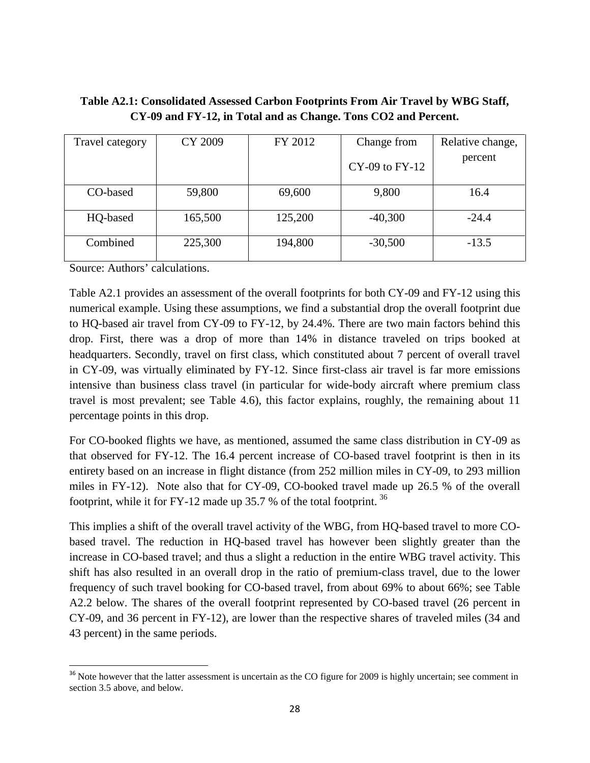**Table A2.1: Consolidated Assessed Carbon Footprints From Air Travel by WBG Staff, CY-09 and FY-12, in Total and as Change. Tons CO2 and Percent.**

| Travel category | CY 2009 | FY 2012 | Change from CY-09 to FY-12 | Relative change, percent |
|---|---|---|---|---|
| CO-based | 59,800 | 69,600 | 9,800 | 16.4 |
| HQ-based | 165,500 | 125,200 | -40,300 | -24.4 |
| Combined | 225,300 | 194,800 | -30,500 | -13.5 |

Source: Authors' calculations.

Table A2.1 provides an assessment of the overall footprints for both CY-09 and FY-12 using this numerical example. Using these assumptions, we find a substantial drop the overall footprint due to HQ-based air travel from CY-09 to FY-12, by 24.4%. There are two main factors behind this drop. First, there was a drop of more than 14% in distance traveled on trips booked at headquarters. Secondly, travel on first class, which constituted about 7 percent of overall travel in CY-09, was virtually eliminated by FY-12. Since first-class air travel is far more emissions intensive than business class travel (in particular for wide-body aircraft where premium class travel is most prevalent; see Table 4.6), this factor explains, roughly, the remaining about 11 percentage points in this drop.

For CO-booked flights we have, as mentioned, assumed the same class distribution in CY-09 as that observed for FY-12. The 16.4 percent increase of CO-based travel footprint is then in its entirety based on an increase in flight distance (from 252 million miles in CY-09, to 293 million miles in FY-12). Note also that for CY-09, CO-booked travel made up 26.5 % of the overall footprint, while it for FY-12 made up 35.7 % of the total footprint. [36]

This implies a shift of the overall travel activity of the WBG, from HQ-based travel to more CO-based travel. The reduction in HQ-based travel has however been slightly greater than the increase in CO-based travel; and thus a slight a reduction in the entire WBG travel activity. This shift has also resulted in an overall drop in the ratio of premium-class travel, due to the lower frequency of such travel booking for CO-based travel, from about 69% to about 66%; see Table A2.2 below. The shares of the overall footprint represented by CO-based travel (26 percent in CY-09, and 36 percent in FY-12), are lower than the respective shares of traveled miles (34 and 43 percent) in the same periods.

[36] Note however that the latter assessment is uncertain as the CO figure for 2009 is highly uncertain; see comment in section 3.5 above, and below.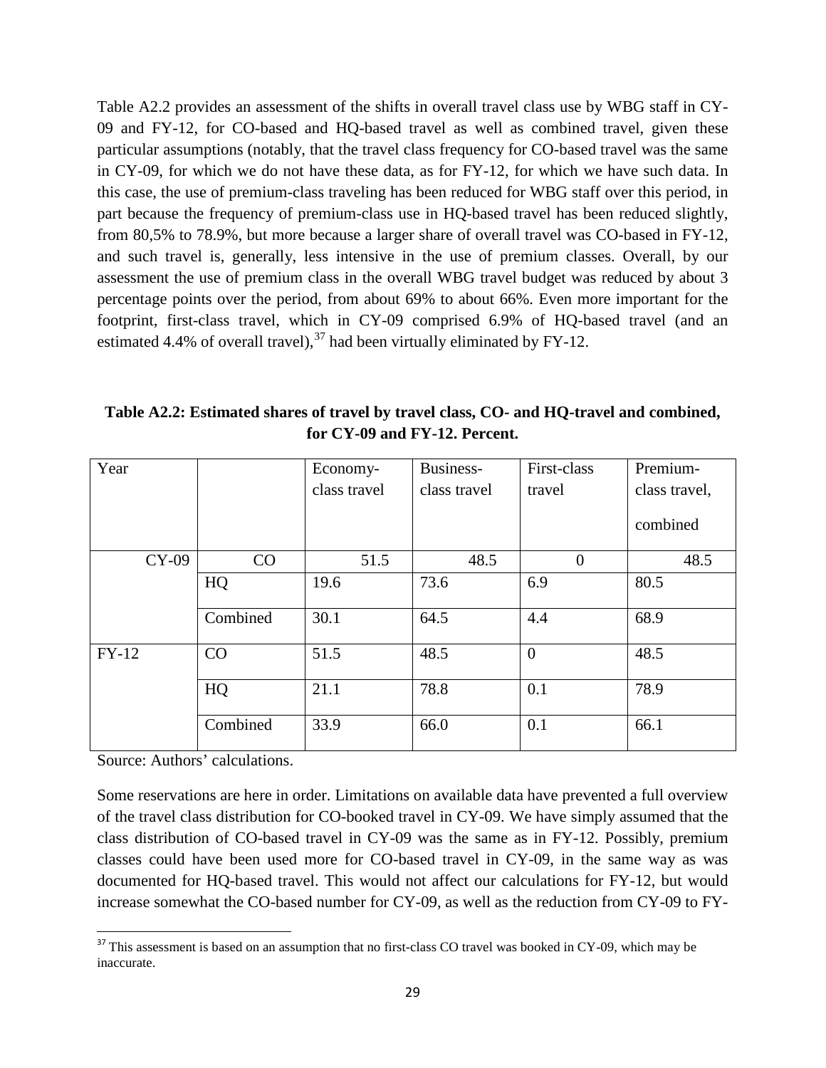Table A2.2 provides an assessment of the shifts in overall travel class use by WBG staff in CY-09 and FY-12, for CO-based and HQ-based travel as well as combined travel, given these particular assumptions (notably, that the travel class frequency for CO-based travel was the same in CY-09, for which we do not have these data, as for FY-12, for which we have such data. In this case, the use of premium-class traveling has been reduced for WBG staff over this period, in part because the frequency of premium-class use in HQ-based travel has been reduced slightly, from 80,5% to 78.9%, but more because a larger share of overall travel was CO-based in FY-12, and such travel is, generally, less intensive in the use of premium classes. Overall, by our assessment the use of premium class in the overall WBG travel budget was reduced by about 3 percentage points over the period, from about 69% to about 66%. Even more important for the footprint, first-class travel, which in CY-09 comprised 6.9% of HQ-based travel (and an estimated 4.4% of overall travel),[37] had been virtually eliminated by FY-12.

**Table A2.2: Estimated shares of travel by travel class, CO- and HQ-travel and combined, for CY-09 and FY-12. Percent.**

| Year | | Economy-class travel | Business-class travel | First-class travel | Premium-class travel, combined |
|---|---|---|---|---|---|
| CY-09 | CO | 51.5 | 48.5 | 0 | 48.5 |
| | HQ | 19.6 | 73.6 | 6.9 | 80.5 |
| | Combined | 30.1 | 64.5 | 4.4 | 68.9 |
| FY-12 | CO | 51.5 | 48.5 | 0 | 48.5 |
| | HQ | 21.1 | 78.8 | 0.1 | 78.9 |
| | Combined | 33.9 | 66.0 | 0.1 | 66.1 |

Source: Authors' calculations.

Some reservations are here in order. Limitations on available data have prevented a full overview of the travel class distribution for CO-booked travel in CY-09. We have simply assumed that the class distribution of CO-based travel in CY-09 was the same as in FY-12. Possibly, premium classes could have been used more for CO-based travel in CY-09, in the same way as was documented for HQ-based travel. This would not affect our calculations for FY-12, but would increase somewhat the CO-based number for CY-09, as well as the reduction from CY-09 to FY-

[37] This assessment is based on an assumption that no first-class CO travel was booked in CY-09, which may be inaccurate.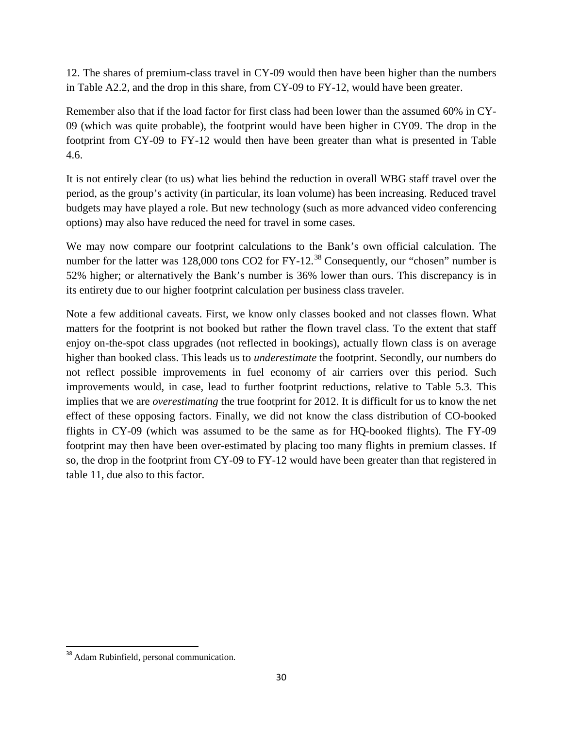12. The shares of premium-class travel in CY-09 would then have been higher than the numbers in Table A2.2, and the drop in this share, from CY-09 to FY-12, would have been greater.

Remember also that if the load factor for first class had been lower than the assumed 60% in CY-09 (which was quite probable), the footprint would have been higher in CY09. The drop in the footprint from CY-09 to FY-12 would then have been greater than what is presented in Table 4.6.

It is not entirely clear (to us) what lies behind the reduction in overall WBG staff travel over the period, as the group's activity (in particular, its loan volume) has been increasing. Reduced travel budgets may have played a role. But new technology (such as more advanced video conferencing options) may also have reduced the need for travel in some cases.

We may now compare our footprint calculations to the Bank's own official calculation. The number for the latter was 128,000 tons $CO_2$ for FY-12.[38] Consequently, our "chosen" number is 52% higher; or alternatively the Bank's number is 36% lower than ours. This discrepancy is in its entirety due to our higher footprint calculation per business class traveler.

Note a few additional caveats. First, we know only classes booked and not classes flown. What matters for the footprint is not booked but rather the flown travel class. To the extent that staff enjoy on-the-spot class upgrades (not reflected in bookings), actually flown class is on average higher than booked class. This leads us to *underestimate* the footprint. Secondly, our numbers do not reflect possible improvements in fuel economy of air carriers over this period. Such improvements would, in case, lead to further footprint reductions, relative to Table 5.3. This implies that we are *overestimating* the true footprint for 2012. It is difficult for us to know the net effect of these opposing factors. Finally, we did not know the class distribution of CO-booked flights in CY-09 (which was assumed to be the same as for HQ-booked flights). The FY-09 footprint may then have been over-estimated by placing too many flights in premium classes. If so, the drop in the footprint from CY-09 to FY-12 would have been greater than that registered in table 11, due also to this factor.

[38] Adam Rubinfield, personal communication.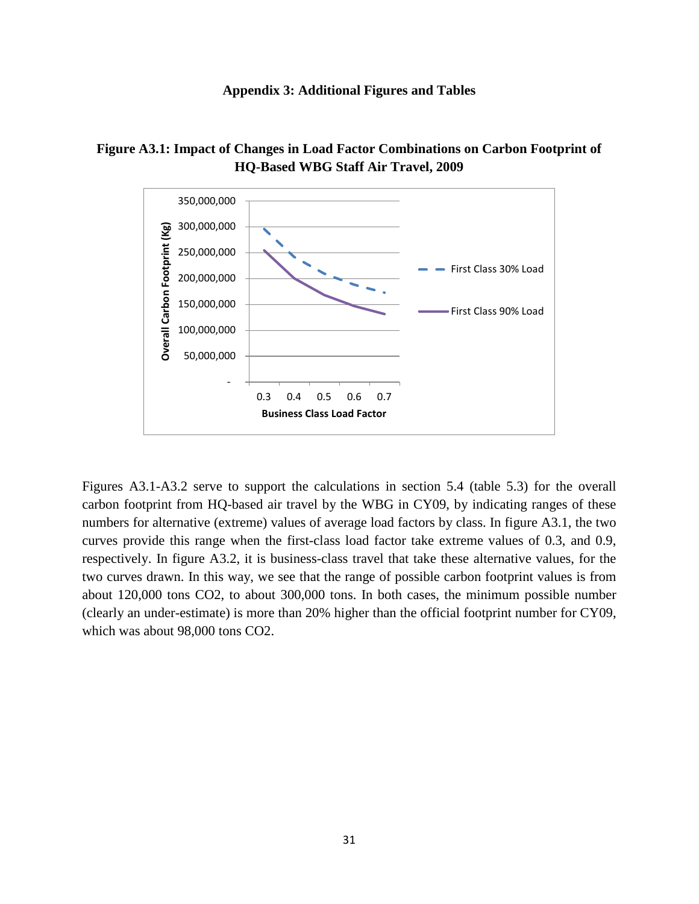# Appendix 3: Additional Figures and Tables

**Figure A3.1: Impact of Changes in Load Factor Combinations on Carbon Footprint of HQ-Based WBG Staff Air Travel, 2009**

Figures A3.1-A3.2 serve to support the calculations in section 5.4 (table 5.3) for the overall carbon footprint from HQ-based air travel by the WBG in CY09, by indicating ranges of these numbers for alternative (extreme) values of average load factors by class. In figure A3.1, the two curves provide this range when the first-class load factor take extreme values of 0.3, and 0.9, respectively. In figure A3.2, it is business-class travel that take these alternative values, for the two curves drawn. In this way, we see that the range of possible carbon footprint values is from about 120,000 tons $CO_2$, to about 300,000 tons. In both cases, the minimum possible number (clearly an under-estimate) is more than 20% higher than the official footprint number for CY09, which was about 98,000 tons $CO_2$.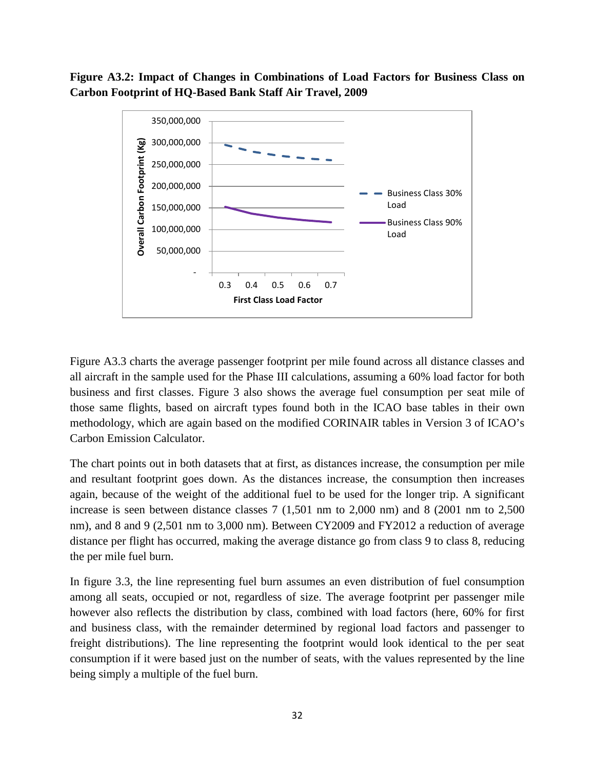**Figure A3.2: Impact of Changes in Combinations of Load Factors for Business Class on Carbon Footprint of HQ-Based Bank Staff Air Travel, 2009**

Figure A3.3 charts the average passenger footprint per mile found across all distance classes and all aircraft in the sample used for the Phase III calculations, assuming a 60% load factor for both business and first classes. Figure 3 also shows the average fuel consumption per seat mile of those same flights, based on aircraft types found both in the ICAO base tables in their own methodology, which are again based on the modified CORINAIR tables in Version 3 of ICAO's Carbon Emission Calculator.

The chart points out in both datasets that at first, as distances increase, the consumption per mile and resultant footprint goes down. As the distances increase, the consumption then increases again, because of the weight of the additional fuel to be used for the longer trip. A significant increase is seen between distance classes 7 (1,501 nm to 2,000 nm) and 8 (2001 nm to 2,500 nm), and 8 and 9 (2,501 nm to 3,000 nm). Between CY2009 and FY2012 a reduction of average distance per flight has occurred, making the average distance go from class 9 to class 8, reducing the per mile fuel burn.

In figure 3.3, the line representing fuel burn assumes an even distribution of fuel consumption among all seats, occupied or not, regardless of size. The average footprint per passenger mile however also reflects the distribution by class, combined with load factors (here, 60% for first and business class, with the remainder determined by regional load factors and passenger to freight distributions). The line representing the footprint would look identical to the per seat consumption if it were based just on the number of seats, with the values represented by the line being simply a multiple of the fuel burn.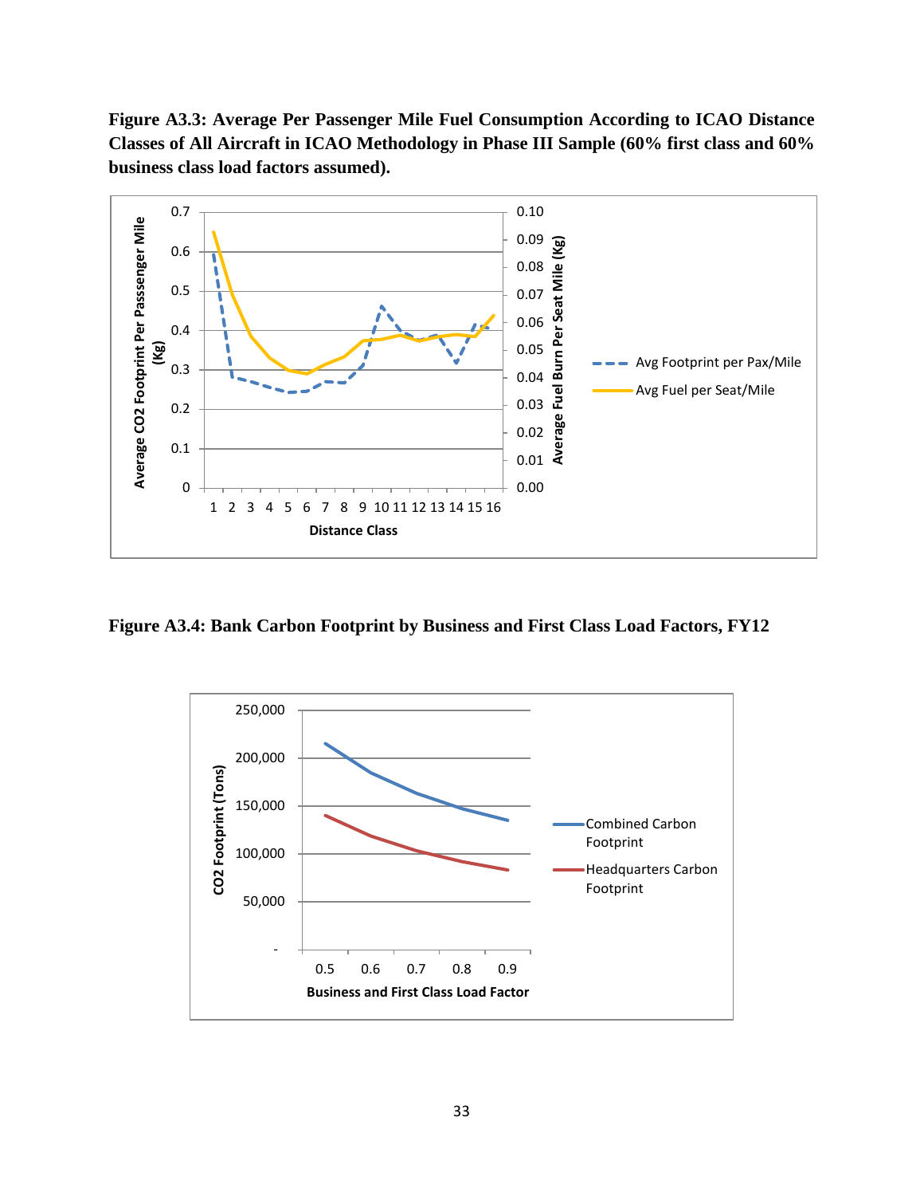**Figure A3.3: Average Per Passenger Mile Fuel Consumption According to ICAO Distance Classes of All Aircraft in ICAO Methodology in Phase III Sample (60% first class and 60% business class load factors assumed).**

**Figure A3.4: Bank Carbon Footprint by Business and First Class Load Factors, FY12**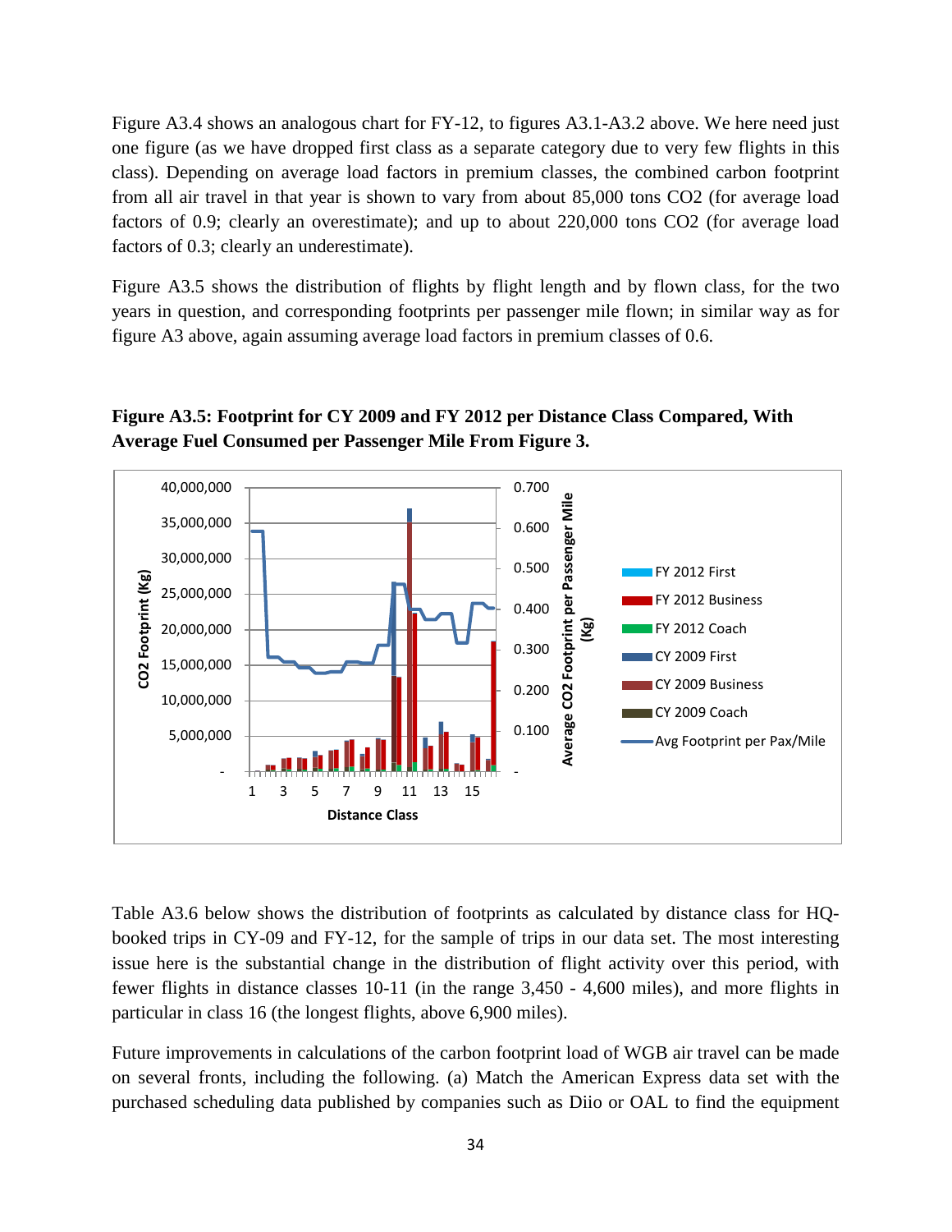Figure A3.4 shows an analogous chart for FY-12, to figures A3.1-A3.2 above. We here need just one figure (as we have dropped first class as a separate category due to very few flights in this class). Depending on average load factors in premium classes, the combined carbon footprint from all air travel in that year is shown to vary from about 85,000 tons CO2 (for average load factors of 0.9; clearly an overestimate); and up to about 220,000 tons CO2 (for average load factors of 0.3; clearly an underestimate).

Figure A3.5 shows the distribution of flights by flight length and by flown class, for the two years in question, and corresponding footprints per passenger mile flown; in similar way as for figure A3 above, again assuming average load factors in premium classes of 0.6.

**Figure A3.5: Footprint for CY 2009 and FY 2012 per Distance Class Compared, With Average Fuel Consumed per Passenger Mile From Figure 3.**

Table A3.6 below shows the distribution of footprints as calculated by distance class for HQ-booked trips in CY-09 and FY-12, for the sample of trips in our data set. The most interesting issue here is the substantial change in the distribution of flight activity over this period, with fewer flights in distance classes 10-11 (in the range 3,450 - 4,600 miles), and more flights in particular in class 16 (the longest flights, above 6,900 miles).

Future improvements in calculations of the carbon footprint load of WGB air travel can be made on several fronts, including the following. (a) Match the American Express data set with the purchased scheduling data published by companies such as Diio or OAL to find the equipment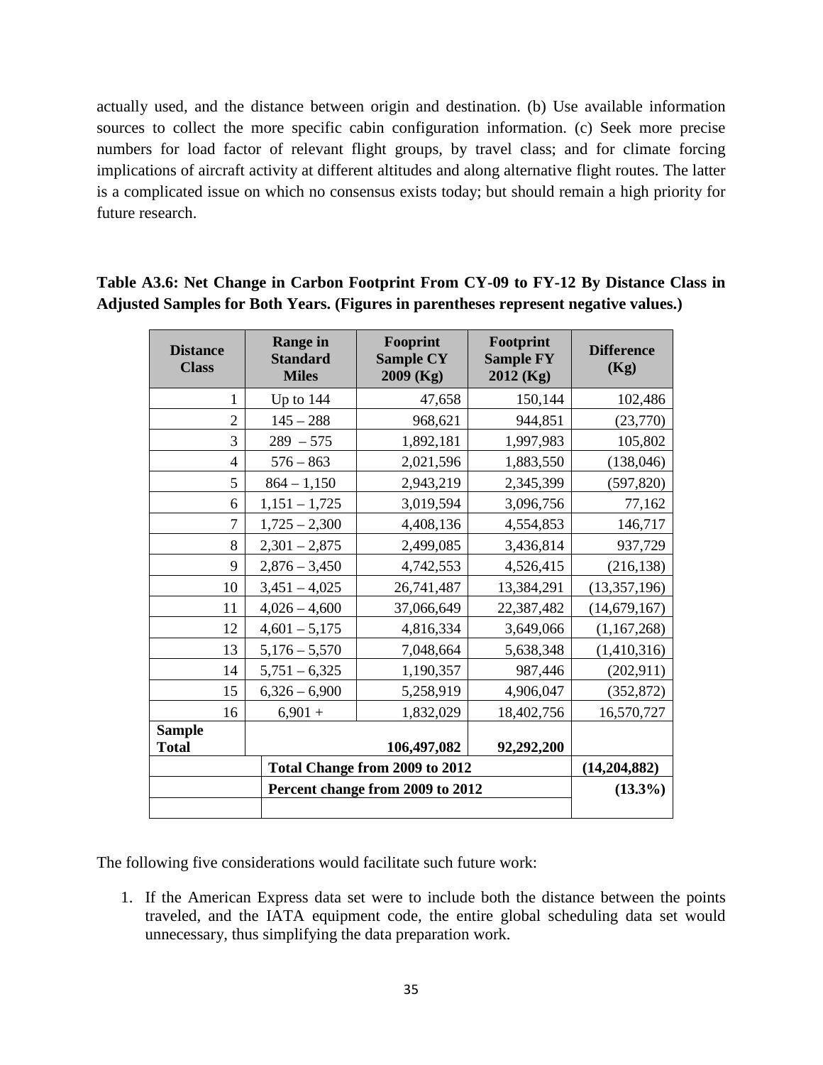actually used, and the distance between origin and destination. (b) Use available information sources to collect the more specific cabin configuration information. (c) Seek more precise numbers for load factor of relevant flight groups, by travel class; and for climate forcing implications of aircraft activity at different altitudes and along alternative flight routes. The latter is a complicated issue on which no consensus exists today; but should remain a high priority for future research.

**Table A3.6: Net Change in Carbon Footprint From CY-09 to FY-12 By Distance Class in Adjusted Samples for Both Years. (Figures in parentheses represent negative values.)**

| Distance Class | Range in Standard Miles | Fooprint Sample CY 2009 (Kg) | Footprint Sample FY 2012 (Kg) | Difference (Kg) |
|---|---|---|---|---|
| 1 | Up to 144 | 47,658 | 150,144 | 102,486 |
| 2 | 145 – 288 | 968,621 | 944,851 | (23,770) |
| 3 | 289 – 575 | 1,892,181 | 1,997,983 | 105,802 |
| 4 | 576 – 863 | 2,021,596 | 1,883,550 | (138,046) |
| 5 | 864 – 1,150 | 2,943,219 | 2,345,399 | (597,820) |
| 6 | 1,151 – 1,725 | 3,019,594 | 3,096,756 | 77,162 |
| 7 | 1,725 – 2,300 | 4,408,136 | 4,554,853 | 146,717 |
| 8 | 2,301 – 2,875 | 2,499,085 | 3,436,814 | 937,729 |
| 9 | 2,876 – 3,450 | 4,742,553 | 4,526,415 | (216,138) |
| 10 | 3,451 – 4,025 | 26,741,487 | 13,384,291 | (13,357,196) |
| 11 | 4,026 – 4,600 | 37,066,649 | 22,387,482 | (14,679,167) |
| 12 | 4,601 – 5,175 | 4,816,334 | 3,649,066 | (1,167,268) |
| 13 | 5,176 – 5,570 | 7,048,664 | 5,638,348 | (1,410,316) |
| 14 | 5,751 – 6,325 | 1,190,357 | 987,446 | (202,911) |
| 15 | 6,326 – 6,900 | 5,258,919 | 4,906,047 | (352,872) |
| 16 | 6,901 + | 1,832,029 | 18,402,756 | 16,570,727 |
| **Sample Total** | | **106,497,082** | **92,292,200** | |
| | **Total Change from 2009 to 2012** | | | **(14,204,882)** |
| | **Percent change from 2009 to 2012** | | | **(13.3%)** |
| | | | | |

The following five considerations would facilitate such future work:

1. If the American Express data set were to include both the distance between the points traveled, and the IATA equipment code, the entire global scheduling data set would unnecessary, thus simplifying the data preparation work.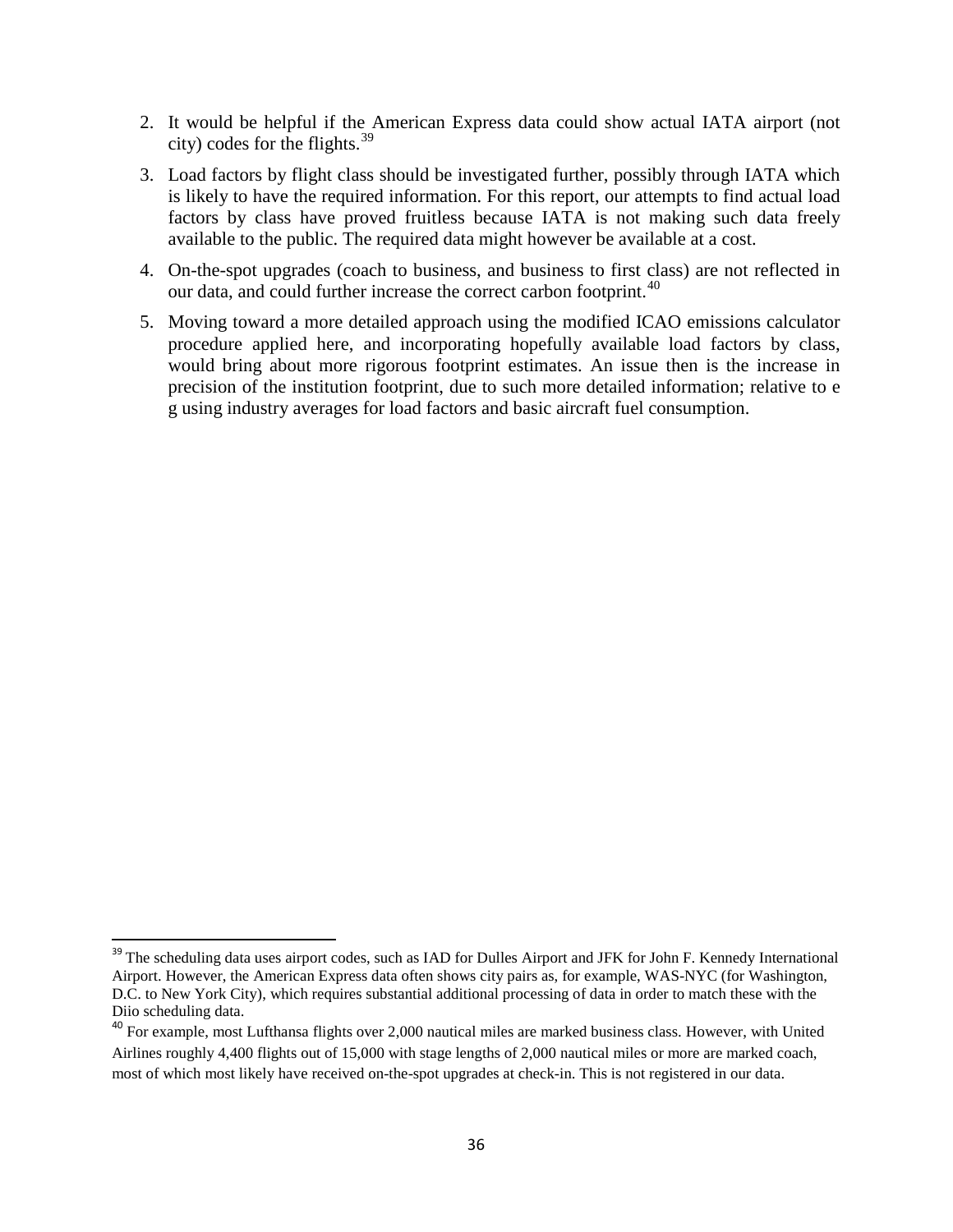2. It would be helpful if the American Express data could show actual IATA airport (not city) codes for the flights.[39]

3. Load factors by flight class should be investigated further, possibly through IATA which is likely to have the required information. For this report, our attempts to find actual load factors by class have proved fruitless because IATA is not making such data freely available to the public. The required data might however be available at a cost.

4. On-the-spot upgrades (coach to business, and business to first class) are not reflected in our data, and could further increase the correct carbon footprint.[40]

5. Moving toward a more detailed approach using the modified ICAO emissions calculator procedure applied here, and incorporating hopefully available load factors by class, would bring about more rigorous footprint estimates. An issue then is the increase in precision of the institution footprint, due to such more detailed information; relative to e g using industry averages for load factors and basic aircraft fuel consumption.

---

[39] The scheduling data uses airport codes, such as IAD for Dulles Airport and JFK for John F. Kennedy International Airport. However, the American Express data often shows city pairs as, for example, WAS-NYC (for Washington, D.C. to New York City), which requires substantial additional processing of data in order to match these with the Diio scheduling data.

[40] For example, most Lufthansa flights over 2,000 nautical miles are marked business class. However, with United Airlines roughly 4,400 flights out of 15,000 with stage lengths of 2,000 nautical miles or more are marked coach, most of which most likely have received on-the-spot upgrades at check-in. This is not registered in our data.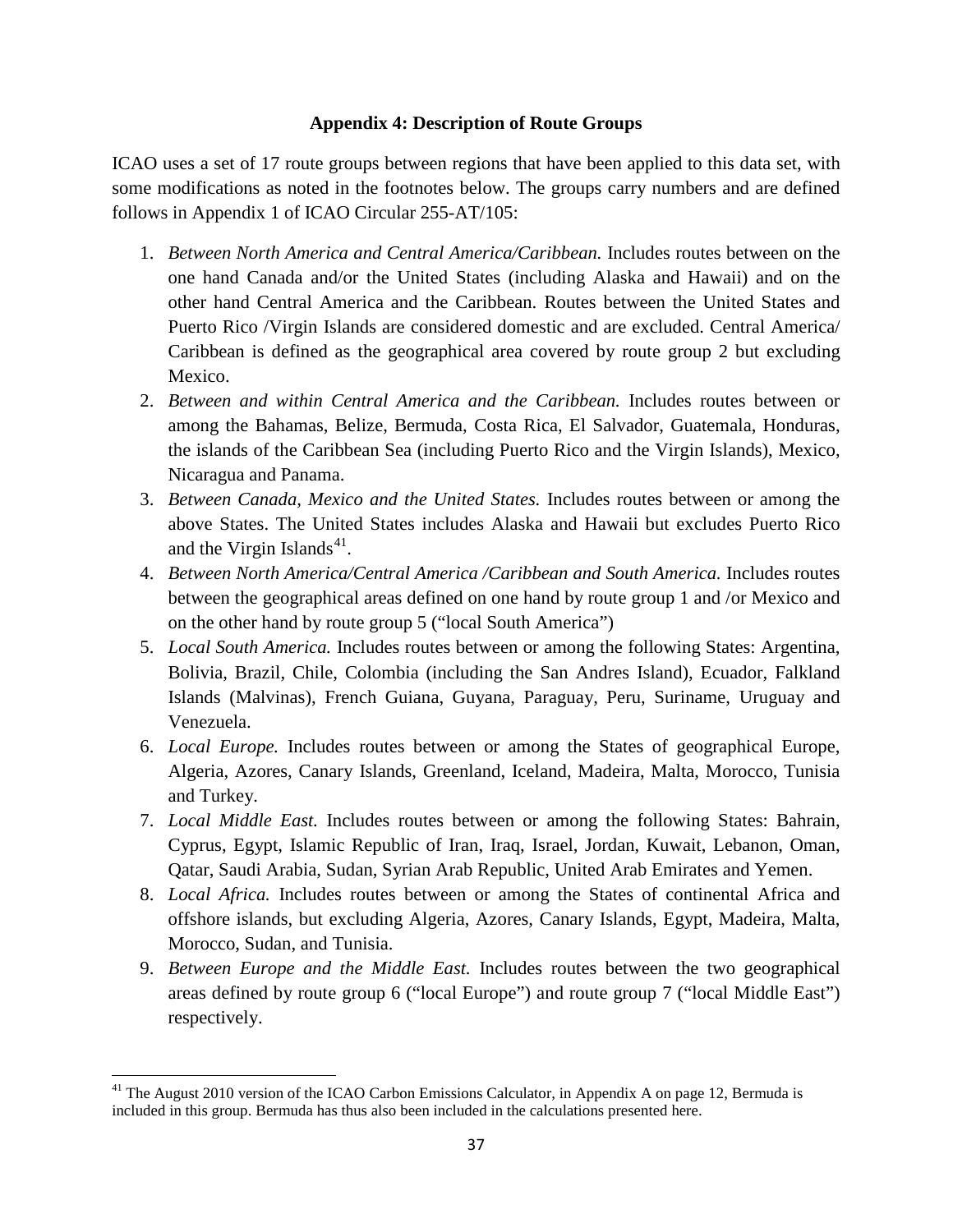### Appendix 4: Description of Route Groups

ICAO uses a set of 17 route groups between regions that have been applied to this data set, with some modifications as noted in the footnotes below. The groups carry numbers and are defined follows in Appendix 1 of ICAO Circular 255-AT/105:

1. *Between North America and Central America/Caribbean.* Includes routes between on the one hand Canada and/or the United States (including Alaska and Hawaii) and on the other hand Central America and the Caribbean. Routes between the United States and Puerto Rico /Virgin Islands are considered domestic and are excluded. Central America/ Caribbean is defined as the geographical area covered by route group 2 but excluding Mexico.
2. *Between and within Central America and the Caribbean.* Includes routes between or among the Bahamas, Belize, Bermuda, Costa Rica, El Salvador, Guatemala, Honduras, the islands of the Caribbean Sea (including Puerto Rico and the Virgin Islands), Mexico, Nicaragua and Panama.
3. *Between Canada, Mexico and the United States.* Includes routes between or among the above States. The United States includes Alaska and Hawaii but excludes Puerto Rico and the Virgin Islands[41].
4. *Between North America/Central America /Caribbean and South America.* Includes routes between the geographical areas defined on one hand by route group 1 and /or Mexico and on the other hand by route group 5 ("local South America")
5. *Local South America.* Includes routes between or among the following States: Argentina, Bolivia, Brazil, Chile, Colombia (including the San Andres Island), Ecuador, Falkland Islands (Malvinas), French Guiana, Guyana, Paraguay, Peru, Suriname, Uruguay and Venezuela.
6. *Local Europe.* Includes routes between or among the States of geographical Europe, Algeria, Azores, Canary Islands, Greenland, Iceland, Madeira, Malta, Morocco, Tunisia and Turkey.
7. *Local Middle East.* Includes routes between or among the following States: Bahrain, Cyprus, Egypt, Islamic Republic of Iran, Iraq, Israel, Jordan, Kuwait, Lebanon, Oman, Qatar, Saudi Arabia, Sudan, Syrian Arab Republic, United Arab Emirates and Yemen.
8. *Local Africa.* Includes routes between or among the States of continental Africa and offshore islands, but excluding Algeria, Azores, Canary Islands, Egypt, Madeira, Malta, Morocco, Sudan, and Tunisia.
9. *Between Europe and the Middle East.* Includes routes between the two geographical areas defined by route group 6 ("local Europe") and route group 7 ("local Middle East") respectively.

---

[41] The August 2010 version of the ICAO Carbon Emissions Calculator, in Appendix A on page 12, Bermuda is included in this group. Bermuda has thus also been included in the calculations presented here.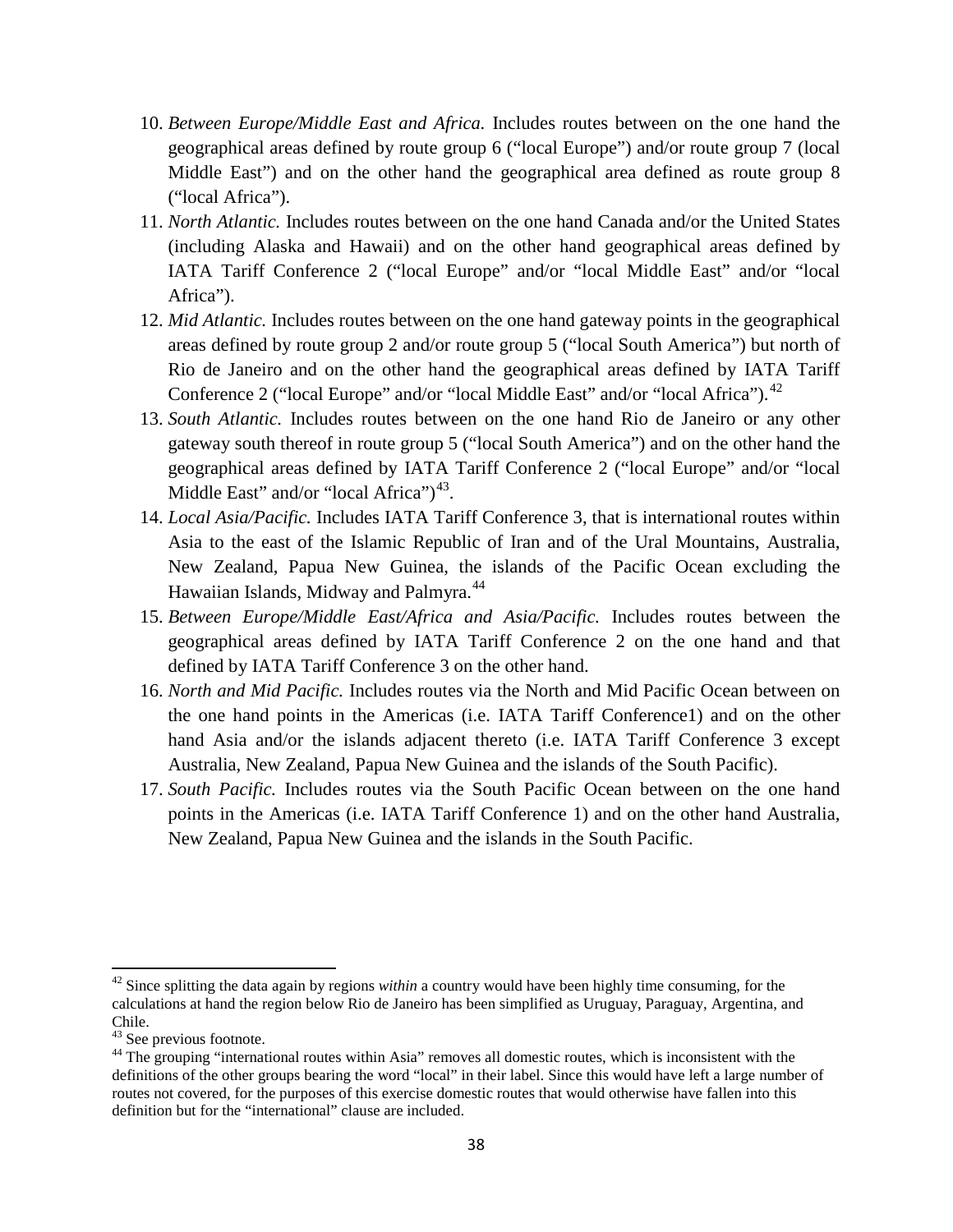10. *Between Europe/Middle East and Africa.* Includes routes between on the one hand the geographical areas defined by route group 6 ("local Europe") and/or route group 7 (local Middle East") and on the other hand the geographical area defined as route group 8 ("local Africa").
11. *North Atlantic.* Includes routes between on the one hand Canada and/or the United States (including Alaska and Hawaii) and on the other hand geographical areas defined by IATA Tariff Conference 2 ("local Europe" and/or "local Middle East" and/or "local Africa").
12. *Mid Atlantic.* Includes routes between on the one hand gateway points in the geographical areas defined by route group 2 and/or route group 5 ("local South America") but north of Rio de Janeiro and on the other hand the geographical areas defined by IATA Tariff Conference 2 ("local Europe" and/or "local Middle East" and/or "local Africa").[42]
13. *South Atlantic.* Includes routes between on the one hand Rio de Janeiro or any other gateway south thereof in route group 5 ("local South America") and on the other hand the geographical areas defined by IATA Tariff Conference 2 ("local Europe" and/or "local Middle East" and/or "local Africa")[43].
14. *Local Asia/Pacific.* Includes IATA Tariff Conference 3, that is international routes within Asia to the east of the Islamic Republic of Iran and of the Ural Mountains, Australia, New Zealand, Papua New Guinea, the islands of the Pacific Ocean excluding the Hawaiian Islands, Midway and Palmyra.[44]
15. *Between Europe/Middle East/Africa and Asia/Pacific.* Includes routes between the geographical areas defined by IATA Tariff Conference 2 on the one hand and that defined by IATA Tariff Conference 3 on the other hand.
16. *North and Mid Pacific.* Includes routes via the North and Mid Pacific Ocean between on the one hand points in the Americas (i.e. IATA Tariff Conference1) and on the other hand Asia and/or the islands adjacent thereto (i.e. IATA Tariff Conference 3 except Australia, New Zealand, Papua New Guinea and the islands of the South Pacific).
17. *South Pacific.* Includes routes via the South Pacific Ocean between on the one hand points in the Americas (i.e. IATA Tariff Conference 1) and on the other hand Australia, New Zealand, Papua New Guinea and the islands in the South Pacific.

[42] Since splitting the data again by regions *within* a country would have been highly time consuming, for the calculations at hand the region below Rio de Janeiro has been simplified as Uruguay, Paraguay, Argentina, and Chile.

[43] See previous footnote.

[44] The grouping "international routes within Asia" removes all domestic routes, which is inconsistent with the definitions of the other groups bearing the word "local" in their label. Since this would have left a large number of routes not covered, for the purposes of this exercise domestic routes that would otherwise have fallen into this definition but for the "international" clause are included.